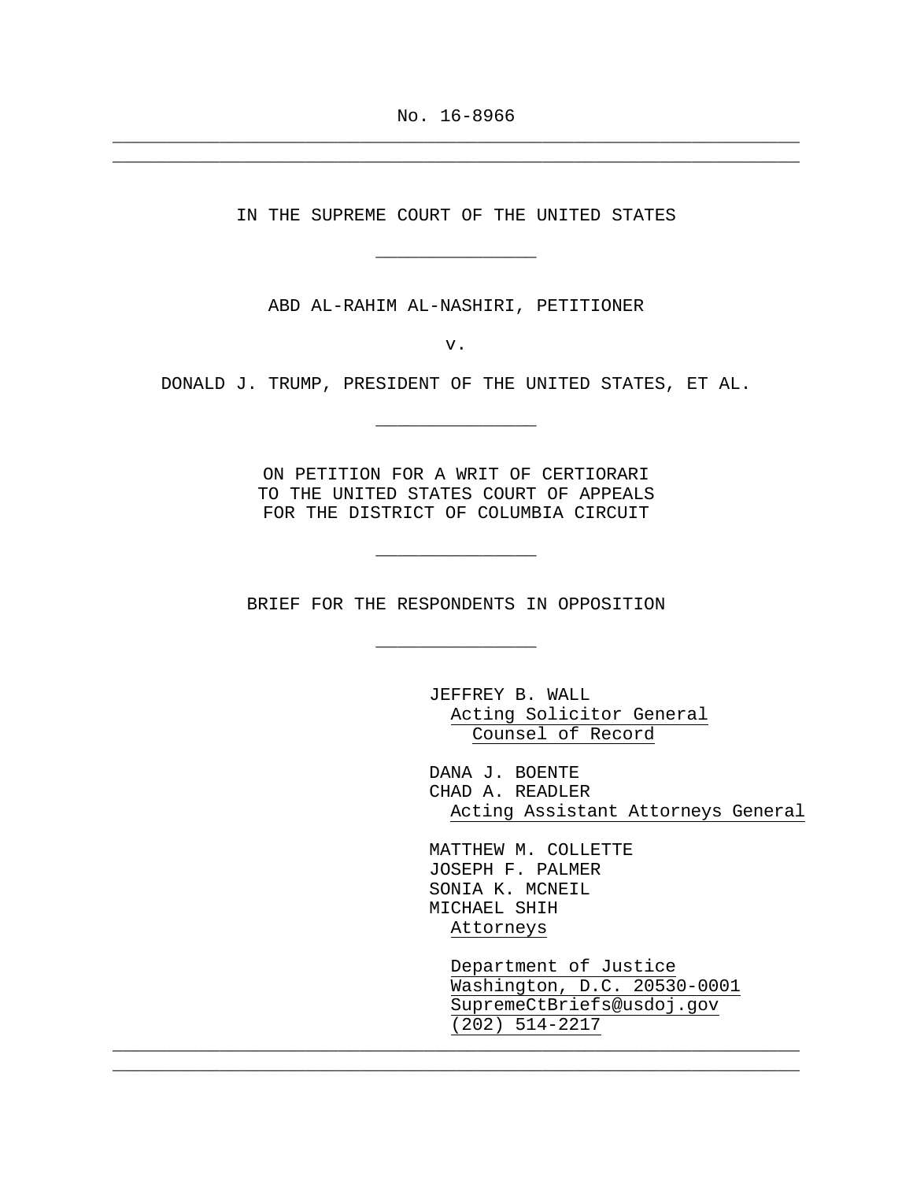No. 16-8966

---

IN THE SUPREME COURT OF THE UNITED STATES

---

ABD AL-RAHIM AL-NASHIRI, PETITIONER

v.

DONALD J. TRUMP, PRESIDENT OF THE UNITED STATES, ET AL.

---

ON PETITION FOR A WRIT OF CERTIORARI
TO THE UNITED STATES COURT OF APPEALS
FOR THE DISTRICT OF COLUMBIA CIRCUIT

---

BRIEF FOR THE RESPONDENTS IN OPPOSITION

---

JEFFREY B. WALL
Acting Solicitor General
Counsel of Record

DANA J. BOENTE
CHAD A. READLER
Acting Assistant Attorneys General

MATTHEW M. COLLETTE
JOSEPH F. PALMER
SONIA K. MCNEIL
MICHAEL SHIH
Attorneys

Department of Justice
Washington, D.C. 20530-0001
SupremeCtBriefs@usdoj.gov
(202) 514-2217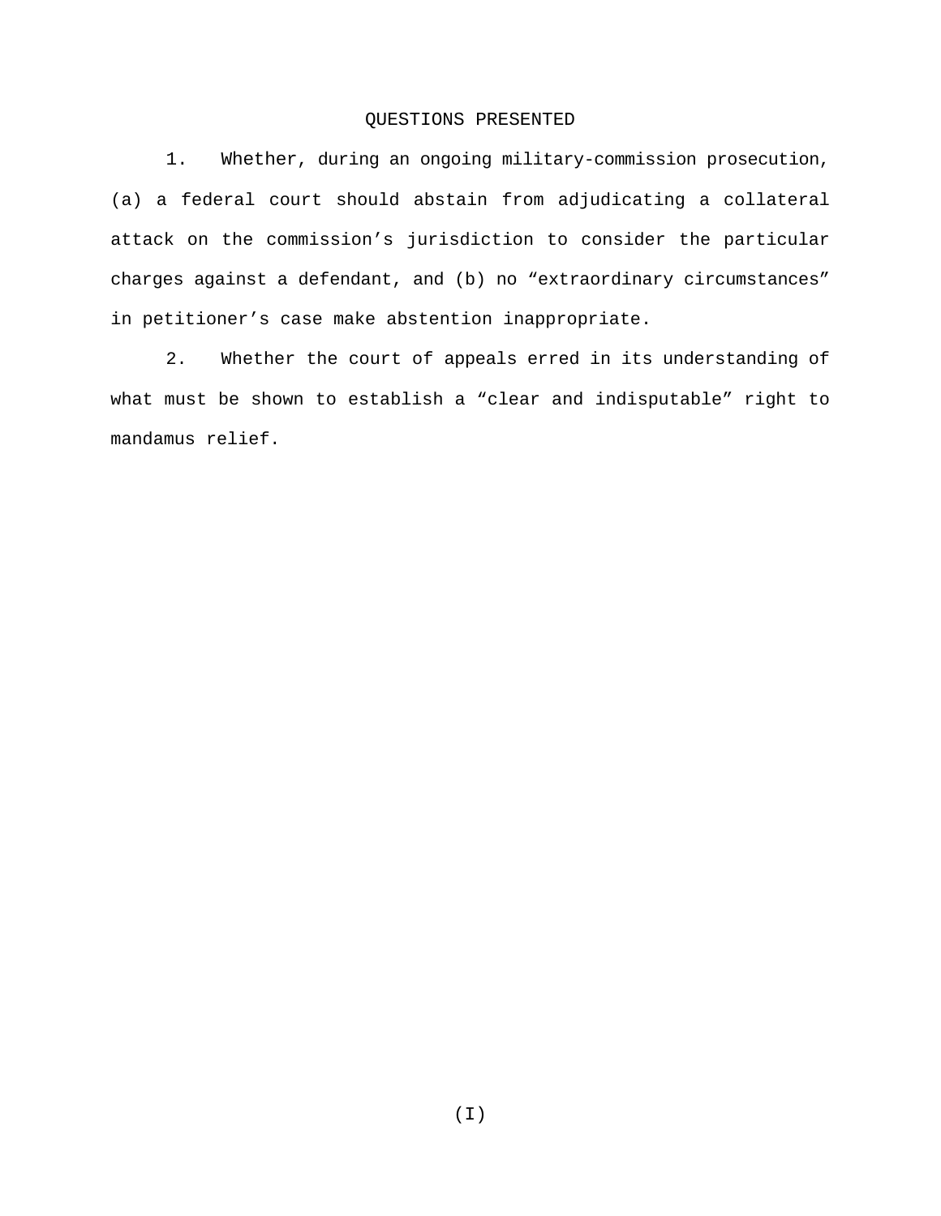## QUESTIONS PRESENTED

1. Whether, during an ongoing military-commission prosecution, (a) a federal court should abstain from adjudicating a collateral attack on the commission's jurisdiction to consider the particular charges against a defendant, and (b) no "extraordinary circumstances" in petitioner's case make abstention inappropriate.

2. Whether the court of appeals erred in its understanding of what must be shown to establish a "clear and indisputable" right to mandamus relief.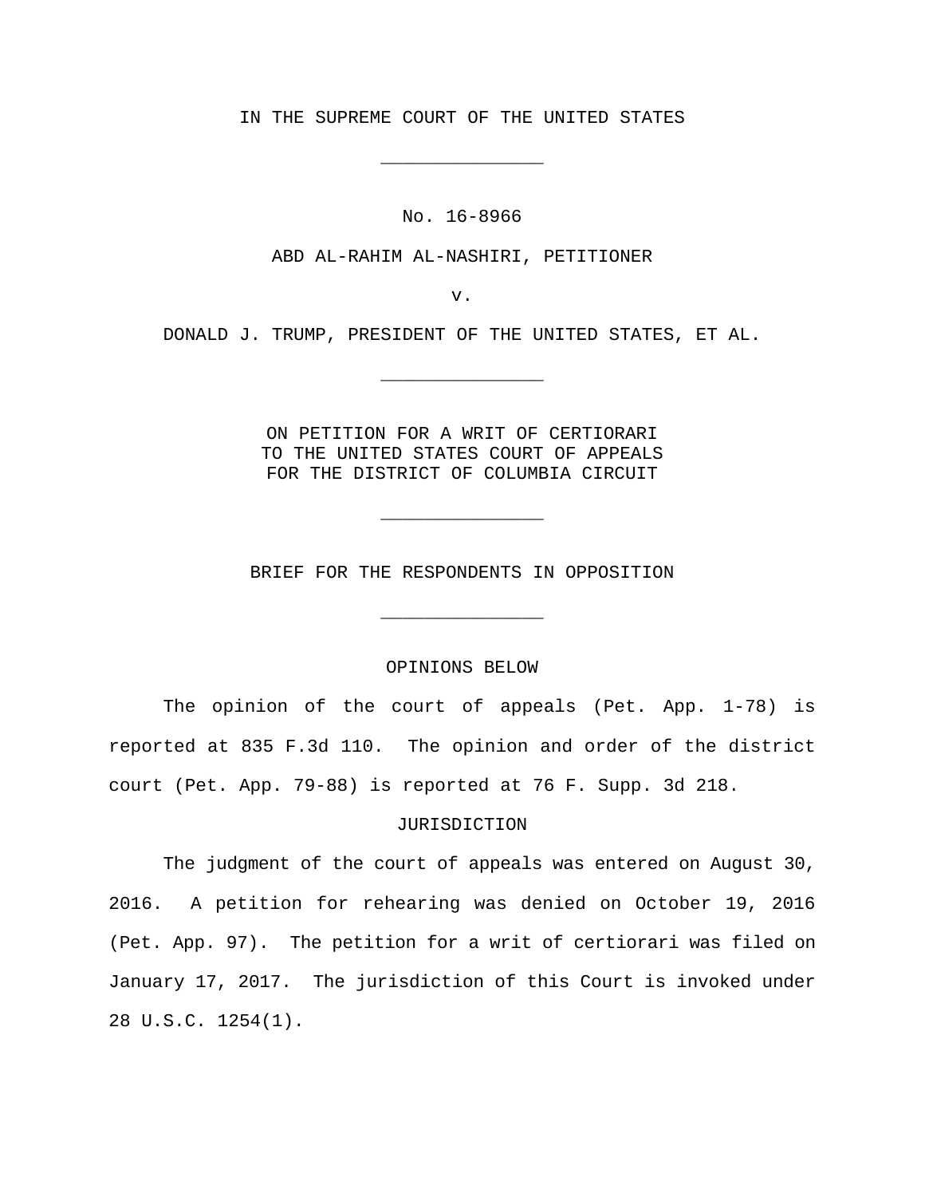IN THE SUPREME COURT OF THE UNITED STATES

---

No. 16-8966

ABD AL-RAHIM AL-NASHIRI, PETITIONER

v.

DONALD J. TRUMP, PRESIDENT OF THE UNITED STATES, ET AL.

---

ON PETITION FOR A WRIT OF CERTIORARI
TO THE UNITED STATES COURT OF APPEALS
FOR THE DISTRICT OF COLUMBIA CIRCUIT

---

BRIEF FOR THE RESPONDENTS IN OPPOSITION

---

## OPINIONS BELOW

The opinion of the court of appeals (Pet. App. 1-78) is reported at 835 F.3d 110. The opinion and order of the district court (Pet. App. 79-88) is reported at 76 F. Supp. 3d 218.

## JURISDICTION

The judgment of the court of appeals was entered on August 30, 2016. A petition for rehearing was denied on October 19, 2016 (Pet. App. 97). The petition for a writ of certiorari was filed on January 17, 2017. The jurisdiction of this Court is invoked under 28 U.S.C. 1254(1).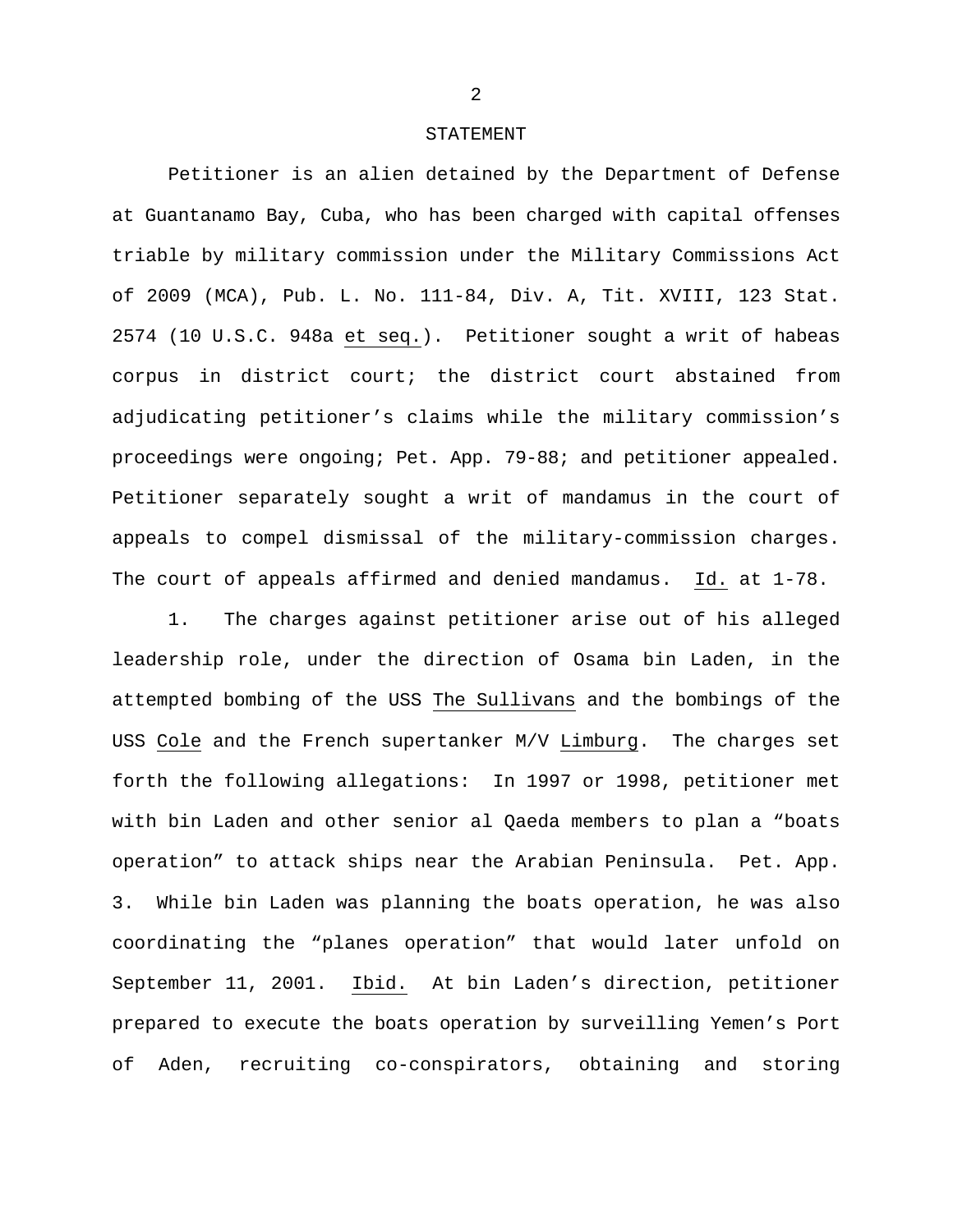## STATEMENT

Petitioner is an alien detained by the Department of Defense at Guantanamo Bay, Cuba, who has been charged with capital offenses triable by military commission under the Military Commissions Act of 2009 (MCA), Pub. L. No. 111-84, Div. A, Tit. XVIII, 123 Stat. 2574 (10 U.S.C. 948a et seq.). Petitioner sought a writ of habeas corpus in district court; the district court abstained from adjudicating petitioner's claims while the military commission's proceedings were ongoing; Pet. App. 79-88; and petitioner appealed. Petitioner separately sought a writ of mandamus in the court of appeals to compel dismissal of the military-commission charges. The court of appeals affirmed and denied mandamus. Id. at 1-78.

1. The charges against petitioner arise out of his alleged leadership role, under the direction of Osama bin Laden, in the attempted bombing of the USS The Sullivans and the bombings of the USS Cole and the French supertanker M/V Limburg. The charges set forth the following allegations: In 1997 or 1998, petitioner met with bin Laden and other senior al Qaeda members to plan a "boats operation" to attack ships near the Arabian Peninsula. Pet. App. 3. While bin Laden was planning the boats operation, he was also coordinating the "planes operation" that would later unfold on September 11, 2001. Ibid. At bin Laden's direction, petitioner prepared to execute the boats operation by surveilling Yemen's Port of Aden, recruiting co-conspirators, obtaining and storing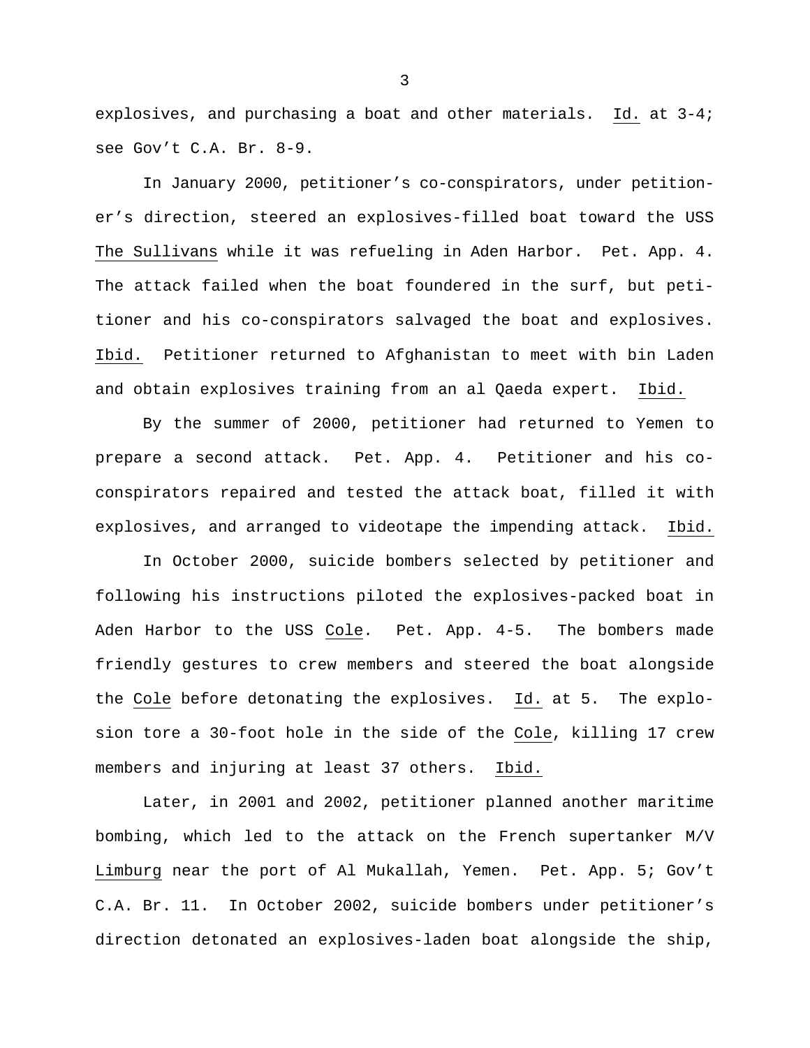explosives, and purchasing a boat and other materials. Id. at 3-4; see Gov't C.A. Br. 8-9.

In January 2000, petitioner's co-conspirators, under petitioner's direction, steered an explosives-filled boat toward the USS The Sullivans while it was refueling in Aden Harbor. Pet. App. 4. The attack failed when the boat foundered in the surf, but petitioner and his co-conspirators salvaged the boat and explosives. Ibid. Petitioner returned to Afghanistan to meet with bin Laden and obtain explosives training from an al Qaeda expert. Ibid.

By the summer of 2000, petitioner had returned to Yemen to prepare a second attack. Pet. App. 4. Petitioner and his co-conspirators repaired and tested the attack boat, filled it with explosives, and arranged to videotape the impending attack. Ibid.

In October 2000, suicide bombers selected by petitioner and following his instructions piloted the explosives-packed boat in Aden Harbor to the USS Cole. Pet. App. 4-5. The bombers made friendly gestures to crew members and steered the boat alongside the Cole before detonating the explosives. Id. at 5. The explosion tore a 30-foot hole in the side of the Cole, killing 17 crew members and injuring at least 37 others. Ibid.

Later, in 2001 and 2002, petitioner planned another maritime bombing, which led to the attack on the French supertanker M/V Limburg near the port of Al Mukallah, Yemen. Pet. App. 5; Gov't C.A. Br. 11. In October 2002, suicide bombers under petitioner's direction detonated an explosives-laden boat alongside the ship,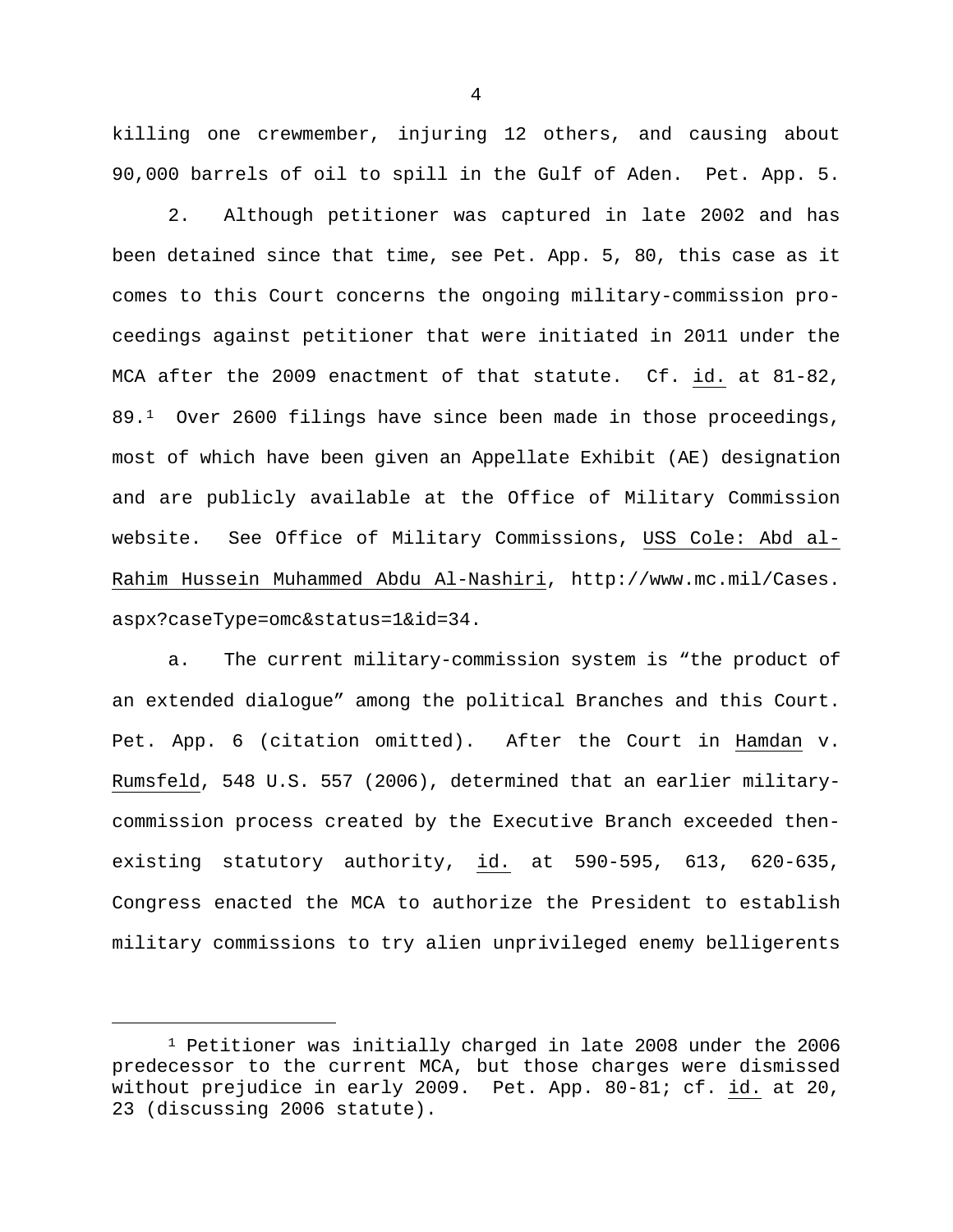killing one crewmember, injuring 12 others, and causing about 90,000 barrels of oil to spill in the Gulf of Aden. Pet. App. 5.

2. Although petitioner was captured in late 2002 and has been detained since that time, see Pet. App. 5, 80, this case as it comes to this Court concerns the ongoing military-commission proceedings against petitioner that were initiated in 2011 under the MCA after the 2009 enactment of that statute. Cf. id. at 81-82, 89.[1] Over 2600 filings have since been made in those proceedings, most of which have been given an Appellate Exhibit (AE) designation and are publicly available at the Office of Military Commission website. See Office of Military Commissions, USS Cole: Abd al-Rahim Hussein Muhammed Abdu Al-Nashiri, http://www.mc.mil/Cases.aspx?caseType=omc&status=1&id=34.

a. The current military-commission system is "the product of an extended dialogue" among the political Branches and this Court. Pet. App. 6 (citation omitted). After the Court in Hamdan v. Rumsfeld, 548 U.S. 557 (2006), determined that an earlier military-commission process created by the Executive Branch exceeded then-existing statutory authority, id. at 590-595, 613, 620-635, Congress enacted the MCA to authorize the President to establish military commissions to try alien unprivileged enemy belligerents

[1] Petitioner was initially charged in late 2008 under the 2006 predecessor to the current MCA, but those charges were dismissed without prejudice in early 2009. Pet. App. 80-81; cf. id. at 20, 23 (discussing 2006 statute).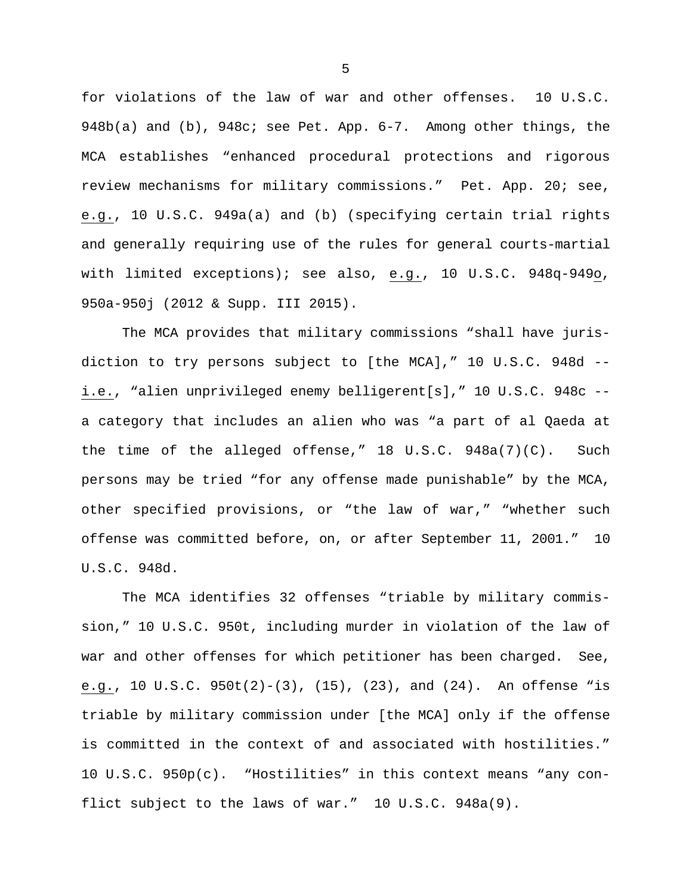for violations of the law of war and other offenses. 10 U.S.C. 948b(a) and (b), 948c; see Pet. App. 6-7. Among other things, the MCA establishes "enhanced procedural protections and rigorous review mechanisms for military commissions." Pet. App. 20; see, *e.g.*, 10 U.S.C. 949a(a) and (b) (specifying certain trial rights and generally requiring use of the rules for general courts-martial with limited exceptions); see also, *e.g.*, 10 U.S.C. 948q-949*o*, 950a-950j (2012 & Supp. III 2015).

The MCA provides that military commissions "shall have jurisdiction to try persons subject to [the MCA]," 10 U.S.C. 948d -- *i.e.*, "alien unprivileged enemy belligerent[s]," 10 U.S.C. 948c -- a category that includes an alien who was "a part of al Qaeda at the time of the alleged offense," 18 U.S.C. 948a(7)(C). Such persons may be tried "for any offense made punishable" by the MCA, other specified provisions, or "the law of war," "whether such offense was committed before, on, or after September 11, 2001." 10 U.S.C. 948d.

The MCA identifies 32 offenses "triable by military commission," 10 U.S.C. 950t, including murder in violation of the law of war and other offenses for which petitioner has been charged. See, *e.g.*, 10 U.S.C. 950t(2)-(3), (15), (23), and (24). An offense "is triable by military commission under [the MCA] only if the offense is committed in the context of and associated with hostilities." 10 U.S.C. 950p(c). "Hostilities" in this context means "any conflict subject to the laws of war." 10 U.S.C. 948a(9).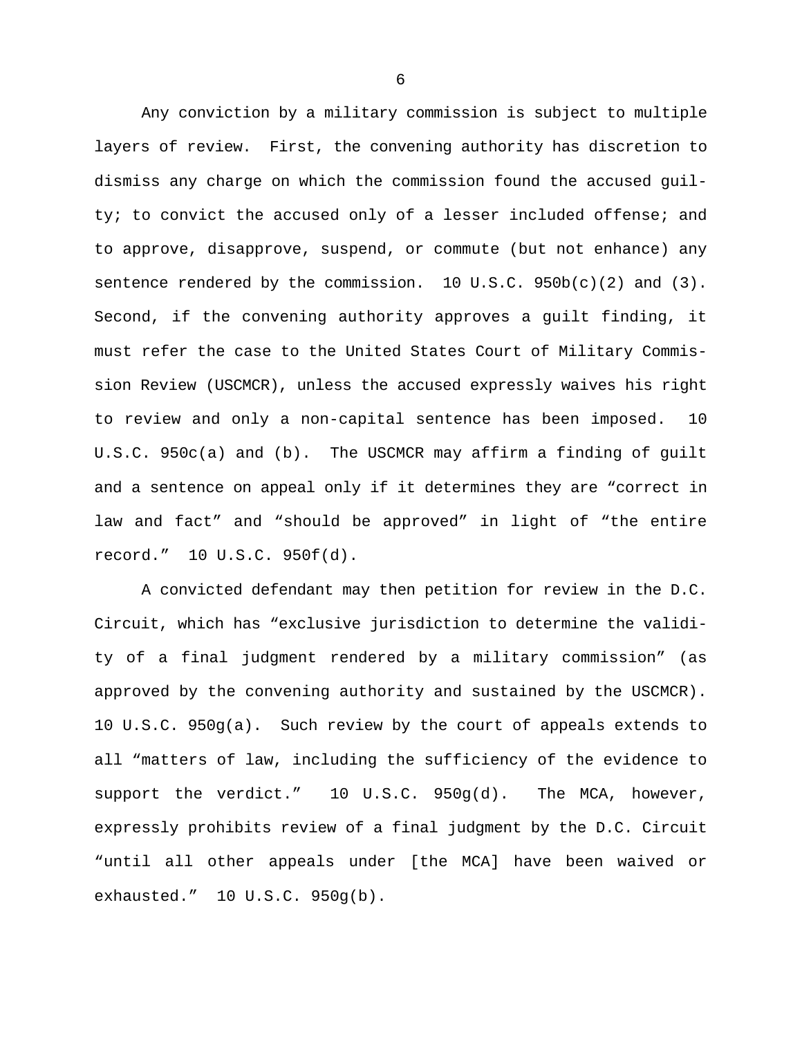Any conviction by a military commission is subject to multiple layers of review. First, the convening authority has discretion to dismiss any charge on which the commission found the accused guilty; to convict the accused only of a lesser included offense; and to approve, disapprove, suspend, or commute (but not enhance) any sentence rendered by the commission. 10 U.S.C. 950b(c)(2) and (3). Second, if the convening authority approves a guilt finding, it must refer the case to the United States Court of Military Commission Review (USCMCR), unless the accused expressly waives his right to review and only a non-capital sentence has been imposed. 10 U.S.C. 950c(a) and (b). The USCMCR may affirm a finding of guilt and a sentence on appeal only if it determines they are "correct in law and fact" and "should be approved" in light of "the entire record." 10 U.S.C. 950f(d).

A convicted defendant may then petition for review in the D.C. Circuit, which has "exclusive jurisdiction to determine the validity of a final judgment rendered by a military commission" (as approved by the convening authority and sustained by the USCMCR). 10 U.S.C. 950g(a). Such review by the court of appeals extends to all "matters of law, including the sufficiency of the evidence to support the verdict." 10 U.S.C. 950g(d). The MCA, however, expressly prohibits review of a final judgment by the D.C. Circuit "until all other appeals under [the MCA] have been waived or exhausted." 10 U.S.C. 950g(b).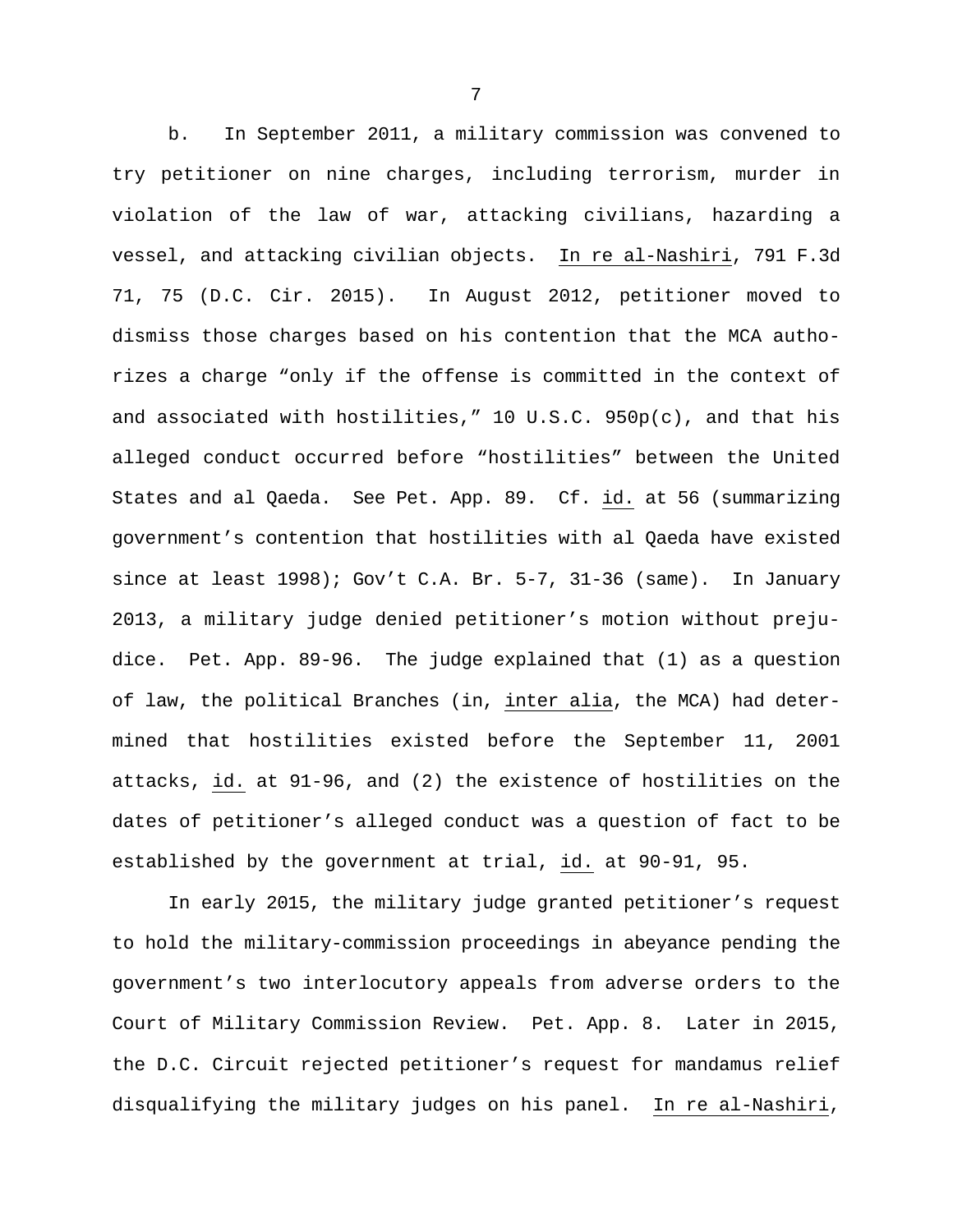b. In September 2011, a military commission was convened to try petitioner on nine charges, including terrorism, murder in violation of the law of war, attacking civilians, hazarding a vessel, and attacking civilian objects. _In re al-Nashiri_, 791 F.3d 71, 75 (D.C. Cir. 2015). In August 2012, petitioner moved to dismiss those charges based on his contention that the MCA authorizes a charge "only if the offense is committed in the context of and associated with hostilities," 10 U.S.C. 950p(c), and that his alleged conduct occurred before "hostilities" between the United States and al Qaeda. See Pet. App. 89. Cf. _id._ at 56 (summarizing government's contention that hostilities with al Qaeda have existed since at least 1998); Gov't C.A. Br. 5-7, 31-36 (same). In January 2013, a military judge denied petitioner's motion without prejudice. Pet. App. 89-96. The judge explained that (1) as a question of law, the political Branches (in, _inter alia_, the MCA) had determined that hostilities existed before the September 11, 2001 attacks, _id._ at 91-96, and (2) the existence of hostilities on the dates of petitioner's alleged conduct was a question of fact to be established by the government at trial, _id._ at 90-91, 95.

In early 2015, the military judge granted petitioner's request to hold the military-commission proceedings in abeyance pending the government's two interlocutory appeals from adverse orders to the Court of Military Commission Review. Pet. App. 8. Later in 2015, the D.C. Circuit rejected petitioner's request for mandamus relief disqualifying the military judges on his panel. _In re al-Nashiri_,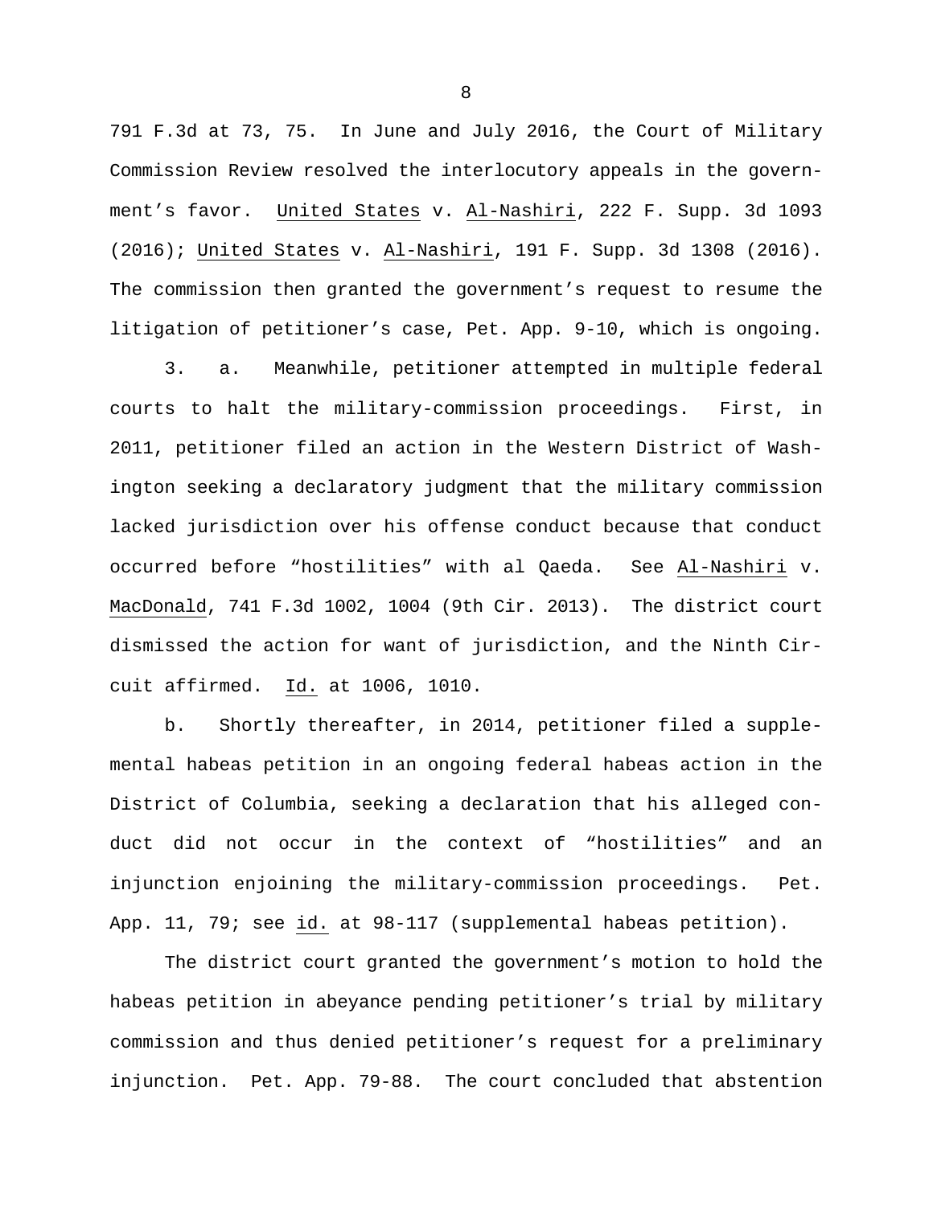791 F.3d at 73, 75. In June and July 2016, the Court of Military Commission Review resolved the interlocutory appeals in the government's favor. United States v. Al-Nashiri, 222 F. Supp. 3d 1093 (2016); United States v. Al-Nashiri, 191 F. Supp. 3d 1308 (2016). The commission then granted the government's request to resume the litigation of petitioner's case, Pet. App. 9-10, which is ongoing.

3. a. Meanwhile, petitioner attempted in multiple federal courts to halt the military-commission proceedings. First, in 2011, petitioner filed an action in the Western District of Washington seeking a declaratory judgment that the military commission lacked jurisdiction over his offense conduct because that conduct occurred before "hostilities" with al Qaeda. See Al-Nashiri v. MacDonald, 741 F.3d 1002, 1004 (9th Cir. 2013). The district court dismissed the action for want of jurisdiction, and the Ninth Circuit affirmed. Id. at 1006, 1010.

b. Shortly thereafter, in 2014, petitioner filed a supplemental habeas petition in an ongoing federal habeas action in the District of Columbia, seeking a declaration that his alleged conduct did not occur in the context of "hostilities" and an injunction enjoining the military-commission proceedings. Pet. App. 11, 79; see id. at 98-117 (supplemental habeas petition).

The district court granted the government's motion to hold the habeas petition in abeyance pending petitioner's trial by military commission and thus denied petitioner's request for a preliminary injunction. Pet. App. 79-88. The court concluded that abstention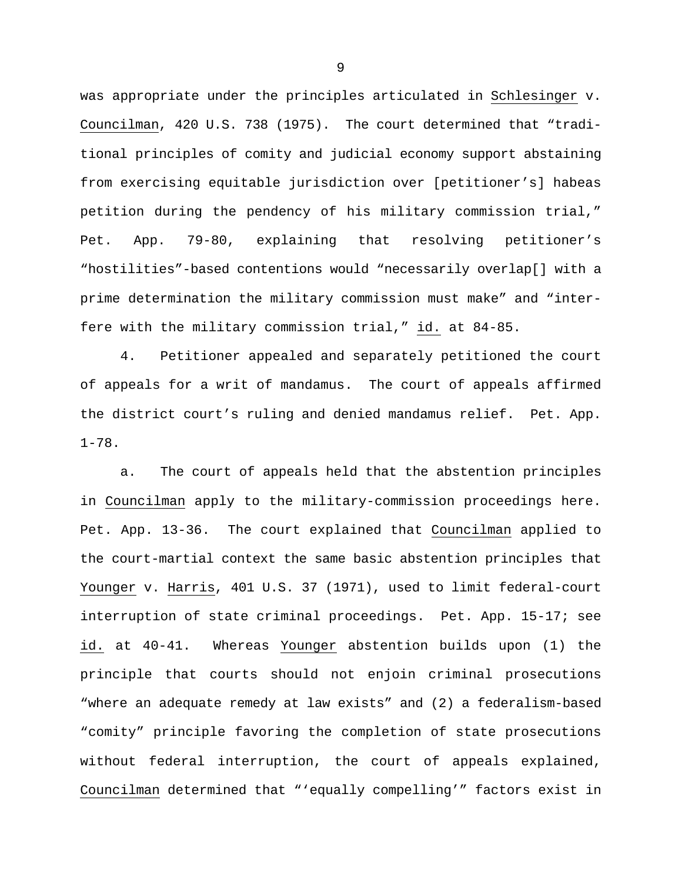was appropriate under the principles articulated in Schlesinger v. Councilman, 420 U.S. 738 (1975). The court determined that "traditional principles of comity and judicial economy support abstaining from exercising equitable jurisdiction over [petitioner's] habeas petition during the pendency of his military commission trial," Pet. App. 79-80, explaining that resolving petitioner's "hostilities"-based contentions would "necessarily overlap[] with a prime determination the military commission must make" and "interfere with the military commission trial," id. at 84-85.

4. Petitioner appealed and separately petitioned the court of appeals for a writ of mandamus. The court of appeals affirmed the district court's ruling and denied mandamus relief. Pet. App. 1-78.

a. The court of appeals held that the abstention principles in Councilman apply to the military-commission proceedings here. Pet. App. 13-36. The court explained that Councilman applied to the court-martial context the same basic abstention principles that Younger v. Harris, 401 U.S. 37 (1971), used to limit federal-court interruption of state criminal proceedings. Pet. App. 15-17; see id. at 40-41. Whereas Younger abstention builds upon (1) the principle that courts should not enjoin criminal prosecutions "where an adequate remedy at law exists" and (2) a federalism-based "comity" principle favoring the completion of state prosecutions without federal interruption, the court of appeals explained, Councilman determined that "'equally compelling'" factors exist in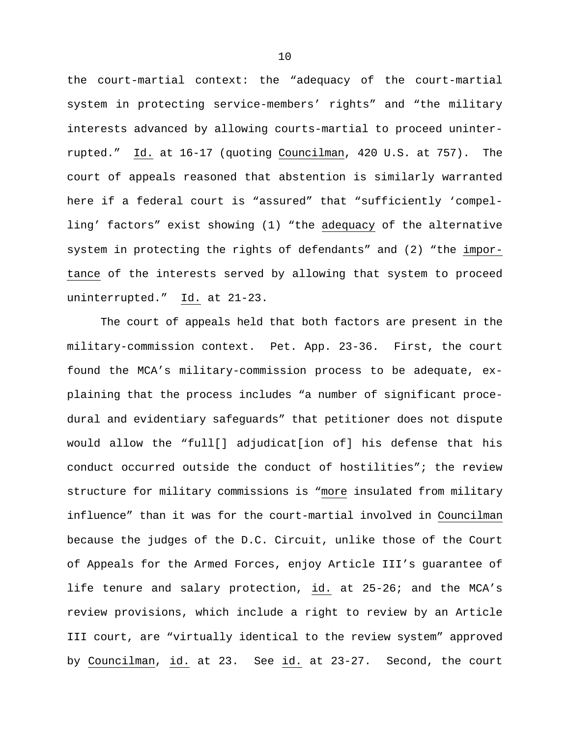the court-martial context: the "adequacy of the court-martial system in protecting service-members' rights" and "the military interests advanced by allowing courts-martial to proceed uninterrupted." Id. at 16-17 (quoting Councilman, 420 U.S. at 757). The court of appeals reasoned that abstention is similarly warranted here if a federal court is "assured" that "sufficiently 'compelling' factors" exist showing (1) "the adequacy of the alternative system in protecting the rights of defendants" and (2) "the importance of the interests served by allowing that system to proceed uninterrupted." Id. at 21-23.

The court of appeals held that both factors are present in the military-commission context. Pet. App. 23-36. First, the court found the MCA's military-commission process to be adequate, explaining that the process includes "a number of significant procedural and evidentiary safeguards" that petitioner does not dispute would allow the "full[] adjudicat[ion of] his defense that his conduct occurred outside the conduct of hostilities"; the review structure for military commissions is "more insulated from military influence" than it was for the court-martial involved in Councilman because the judges of the D.C. Circuit, unlike those of the Court of Appeals for the Armed Forces, enjoy Article III's guarantee of life tenure and salary protection, id. at 25-26; and the MCA's review provisions, which include a right to review by an Article III court, are "virtually identical to the review system" approved by Councilman, id. at 23. See id. at 23-27. Second, the court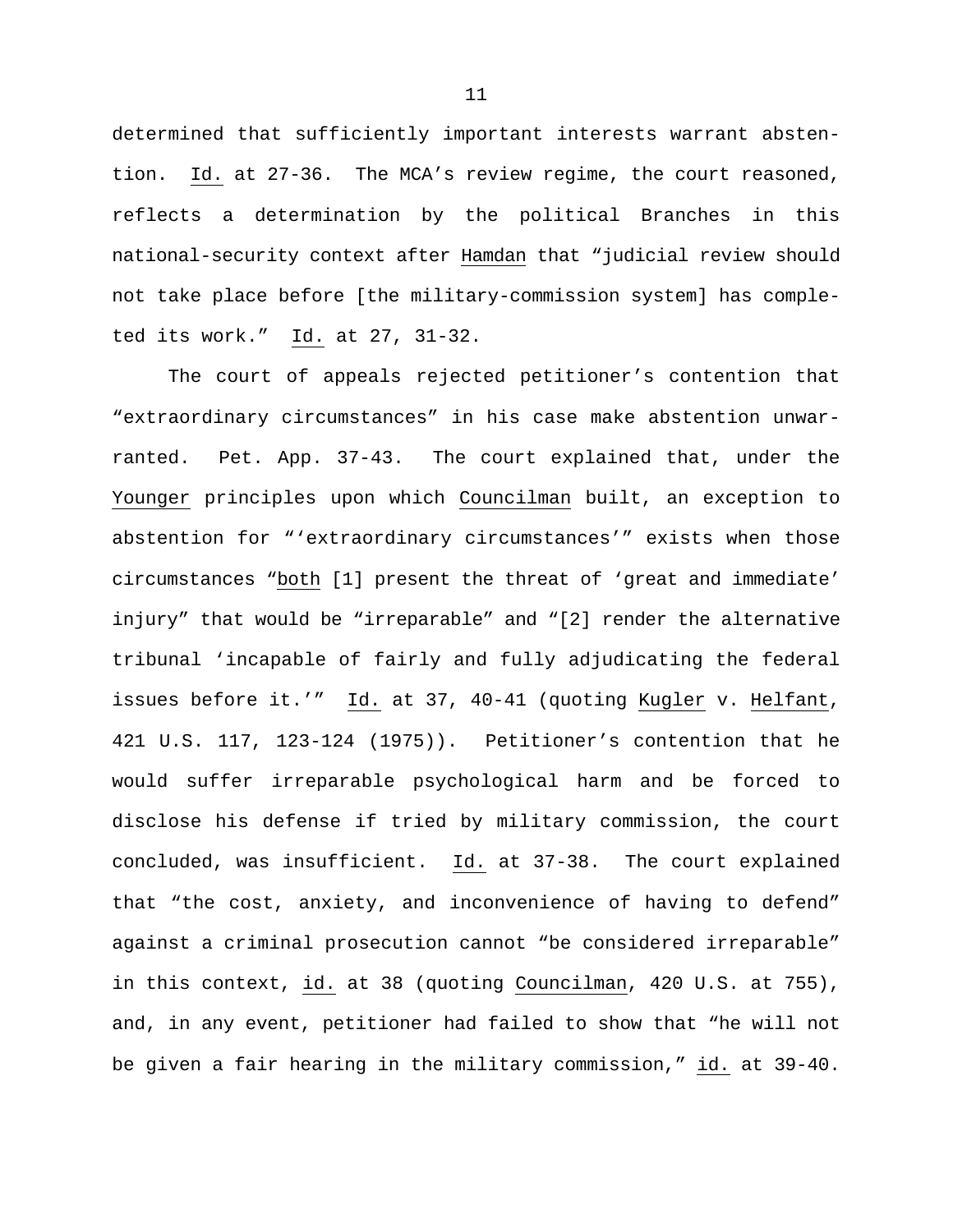determined that sufficiently important interests warrant abstention. Id. at 27-36. The MCA's review regime, the court reasoned, reflects a determination by the political Branches in this national-security context after Hamdan that "judicial review should not take place before [the military-commission system] has completed its work." Id. at 27, 31-32.

The court of appeals rejected petitioner's contention that "extraordinary circumstances" in his case make abstention unwarranted. Pet. App. 37-43. The court explained that, under the Younger principles upon which Councilman built, an exception to abstention for "'extraordinary circumstances'" exists when those circumstances "both [1] present the threat of 'great and immediate' injury" that would be "irreparable" and "[2] render the alternative tribunal 'incapable of fairly and fully adjudicating the federal issues before it.'" Id. at 37, 40-41 (quoting Kugler v. Helfant, 421 U.S. 117, 123-124 (1975)). Petitioner's contention that he would suffer irreparable psychological harm and be forced to disclose his defense if tried by military commission, the court concluded, was insufficient. Id. at 37-38. The court explained that "the cost, anxiety, and inconvenience of having to defend" against a criminal prosecution cannot "be considered irreparable" in this context, id. at 38 (quoting Councilman, 420 U.S. at 755), and, in any event, petitioner had failed to show that "he will not be given a fair hearing in the military commission," id. at 39-40.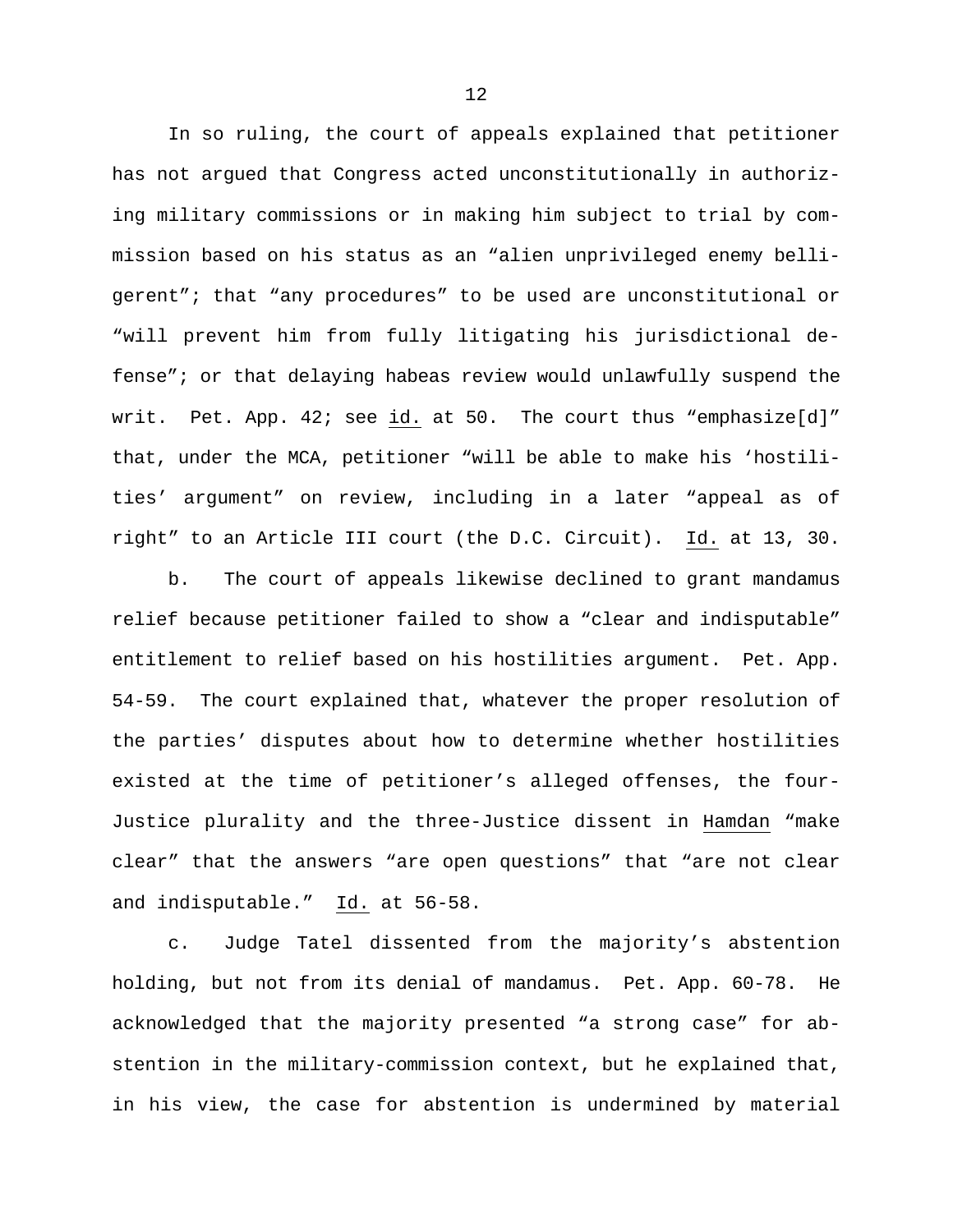In so ruling, the court of appeals explained that petitioner has not argued that Congress acted unconstitutionally in authorizing military commissions or in making him subject to trial by commission based on his status as an "alien unprivileged enemy belligerent"; that "any procedures" to be used are unconstitutional or "will prevent him from fully litigating his jurisdictional defense"; or that delaying habeas review would unlawfully suspend the writ. Pet. App. 42; see id. at 50. The court thus "emphasize[d]" that, under the MCA, petitioner "will be able to make his 'hostilities' argument" on review, including in a later "appeal as of right" to an Article III court (the D.C. Circuit). Id. at 13, 30.

b. The court of appeals likewise declined to grant mandamus relief because petitioner failed to show a "clear and indisputable" entitlement to relief based on his hostilities argument. Pet. App. 54-59. The court explained that, whatever the proper resolution of the parties' disputes about how to determine whether hostilities existed at the time of petitioner's alleged offenses, the four-Justice plurality and the three-Justice dissent in Hamdan "make clear" that the answers "are open questions" that "are not clear and indisputable." Id. at 56-58.

c. Judge Tatel dissented from the majority's abstention holding, but not from its denial of mandamus. Pet. App. 60-78. He acknowledged that the majority presented "a strong case" for abstention in the military-commission context, but he explained that, in his view, the case for abstention is undermined by material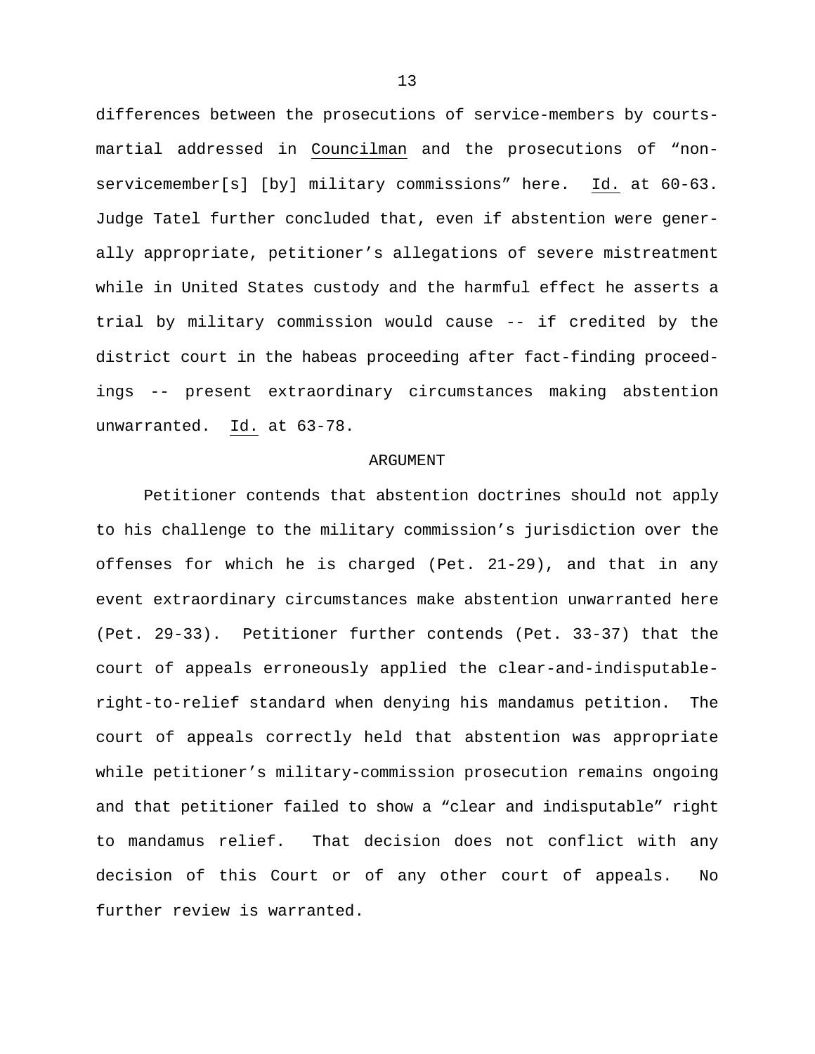differences between the prosecutions of service-members by courts-martial addressed in Councilman and the prosecutions of "non-servicemember[s] [by] military commissions" here. Id. at 60-63. Judge Tatel further concluded that, even if abstention were generally appropriate, petitioner's allegations of severe mistreatment while in United States custody and the harmful effect he asserts a trial by military commission would cause -- if credited by the district court in the habeas proceeding after fact-finding proceedings -- present extraordinary circumstances making abstention unwarranted. Id. at 63-78.

## ARGUMENT

Petitioner contends that abstention doctrines should not apply to his challenge to the military commission's jurisdiction over the offenses for which he is charged (Pet. 21-29), and that in any event extraordinary circumstances make abstention unwarranted here (Pet. 29-33). Petitioner further contends (Pet. 33-37) that the court of appeals erroneously applied the clear-and-indisputable-right-to-relief standard when denying his mandamus petition. The court of appeals correctly held that abstention was appropriate while petitioner's military-commission prosecution remains ongoing and that petitioner failed to show a "clear and indisputable" right to mandamus relief. That decision does not conflict with any decision of this Court or of any other court of appeals. No further review is warranted.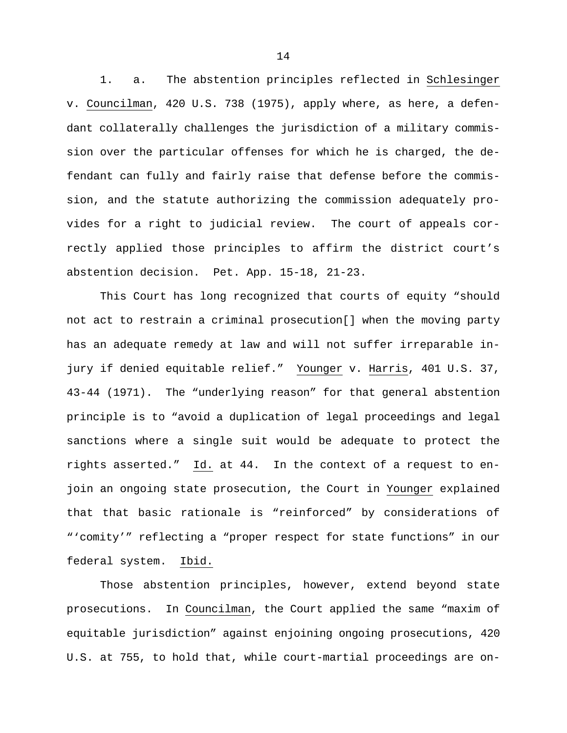1. a. The abstention principles reflected in Schlesinger v. Councilman, 420 U.S. 738 (1975), apply where, as here, a defendant collaterally challenges the jurisdiction of a military commission over the particular offenses for which he is charged, the defendant can fully and fairly raise that defense before the commission, and the statute authorizing the commission adequately provides for a right to judicial review. The court of appeals correctly applied those principles to affirm the district court's abstention decision. Pet. App. 15-18, 21-23.

This Court has long recognized that courts of equity "should not act to restrain a criminal prosecution[] when the moving party has an adequate remedy at law and will not suffer irreparable injury if denied equitable relief." Younger v. Harris, 401 U.S. 37, 43-44 (1971). The "underlying reason" for that general abstention principle is to "avoid a duplication of legal proceedings and legal sanctions where a single suit would be adequate to protect the rights asserted." Id. at 44. In the context of a request to enjoin an ongoing state prosecution, the Court in Younger explained that that basic rationale is "reinforced" by considerations of "'comity'" reflecting a "proper respect for state functions" in our federal system. Ibid.

Those abstention principles, however, extend beyond state prosecutions. In Councilman, the Court applied the same "maxim of equitable jurisdiction" against enjoining ongoing prosecutions, 420 U.S. at 755, to hold that, while court-martial proceedings are on-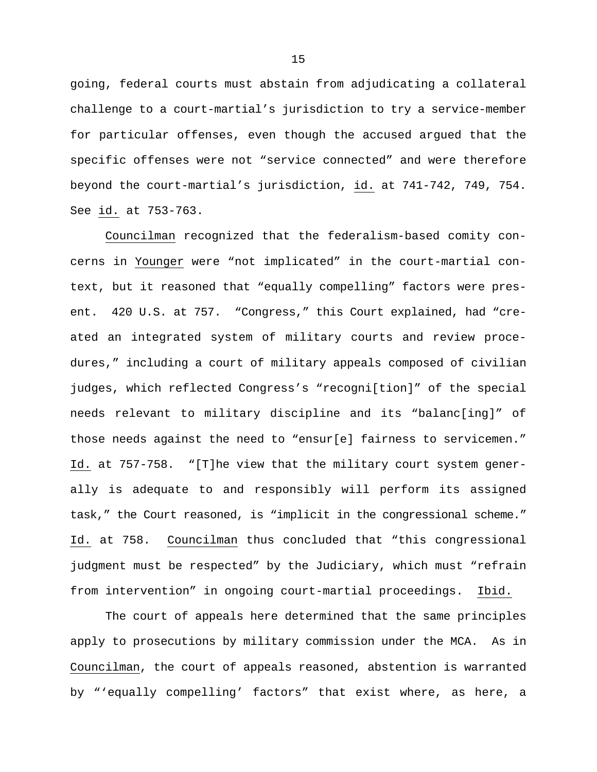going, federal courts must abstain from adjudicating a collateral challenge to a court-martial's jurisdiction to try a service-member for particular offenses, even though the accused argued that the specific offenses were not "service connected" and were therefore beyond the court-martial's jurisdiction, id. at 741-742, 749, 754. See id. at 753-763.

Councilman recognized that the federalism-based comity concerns in Younger were "not implicated" in the court-martial context, but it reasoned that "equally compelling" factors were present. 420 U.S. at 757. "Congress," this Court explained, had "created an integrated system of military courts and review procedures," including a court of military appeals composed of civilian judges, which reflected Congress's "recogni[tion]" of the special needs relevant to military discipline and its "balanc[ing]" of those needs against the need to "ensur[e] fairness to servicemen." Id. at 757-758. "[T]he view that the military court system generally is adequate to and responsibly will perform its assigned task," the Court reasoned, is "implicit in the congressional scheme." Id. at 758. Councilman thus concluded that "this congressional judgment must be respected" by the Judiciary, which must "refrain from intervention" in ongoing court-martial proceedings. Ibid.

The court of appeals here determined that the same principles apply to prosecutions by military commission under the MCA. As in Councilman, the court of appeals reasoned, abstention is warranted by "'equally compelling' factors" that exist where, as here, a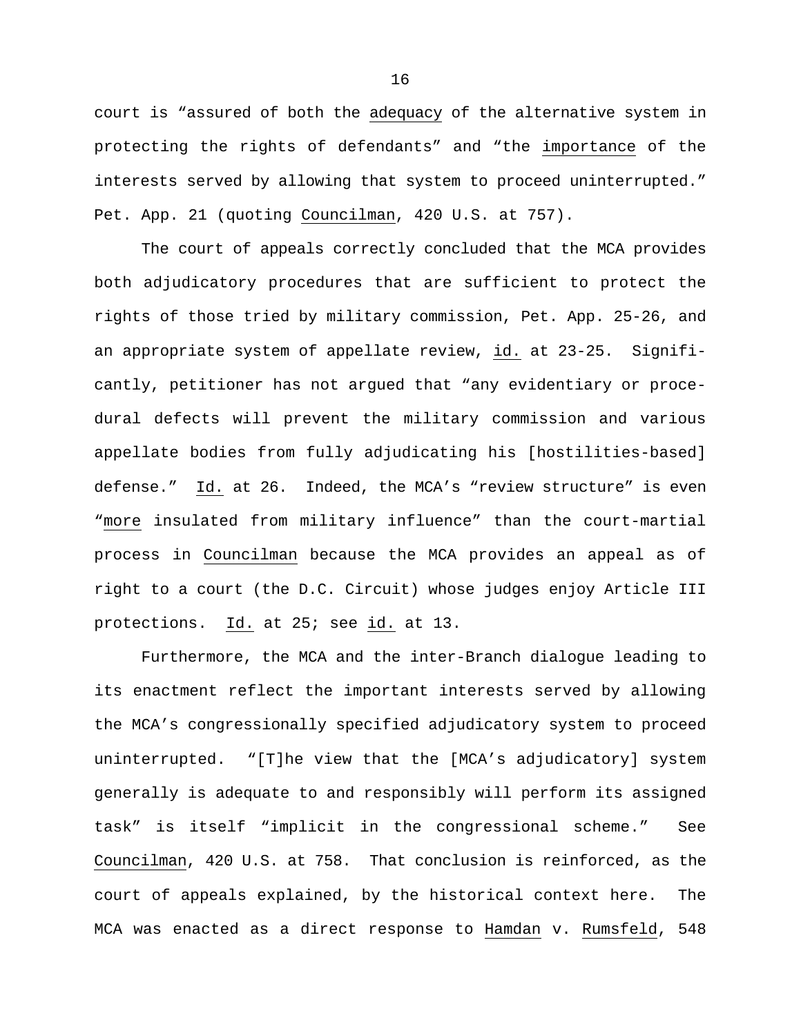court is "assured of both the adequacy of the alternative system in protecting the rights of defendants" and "the importance of the interests served by allowing that system to proceed uninterrupted." Pet. App. 21 (quoting Councilman, 420 U.S. at 757).

The court of appeals correctly concluded that the MCA provides both adjudicatory procedures that are sufficient to protect the rights of those tried by military commission, Pet. App. 25-26, and an appropriate system of appellate review, id. at 23-25. Significantly, petitioner has not argued that "any evidentiary or procedural defects will prevent the military commission and various appellate bodies from fully adjudicating his [hostilities-based] defense." Id. at 26. Indeed, the MCA's "review structure" is even "more insulated from military influence" than the court-martial process in Councilman because the MCA provides an appeal as of right to a court (the D.C. Circuit) whose judges enjoy Article III protections. Id. at 25; see id. at 13.

Furthermore, the MCA and the inter-Branch dialogue leading to its enactment reflect the important interests served by allowing the MCA's congressionally specified adjudicatory system to proceed uninterrupted. "[T]he view that the [MCA's adjudicatory] system generally is adequate to and responsibly will perform its assigned task" is itself "implicit in the congressional scheme." See Councilman, 420 U.S. at 758. That conclusion is reinforced, as the court of appeals explained, by the historical context here. The MCA was enacted as a direct response to Hamdan v. Rumsfeld, 548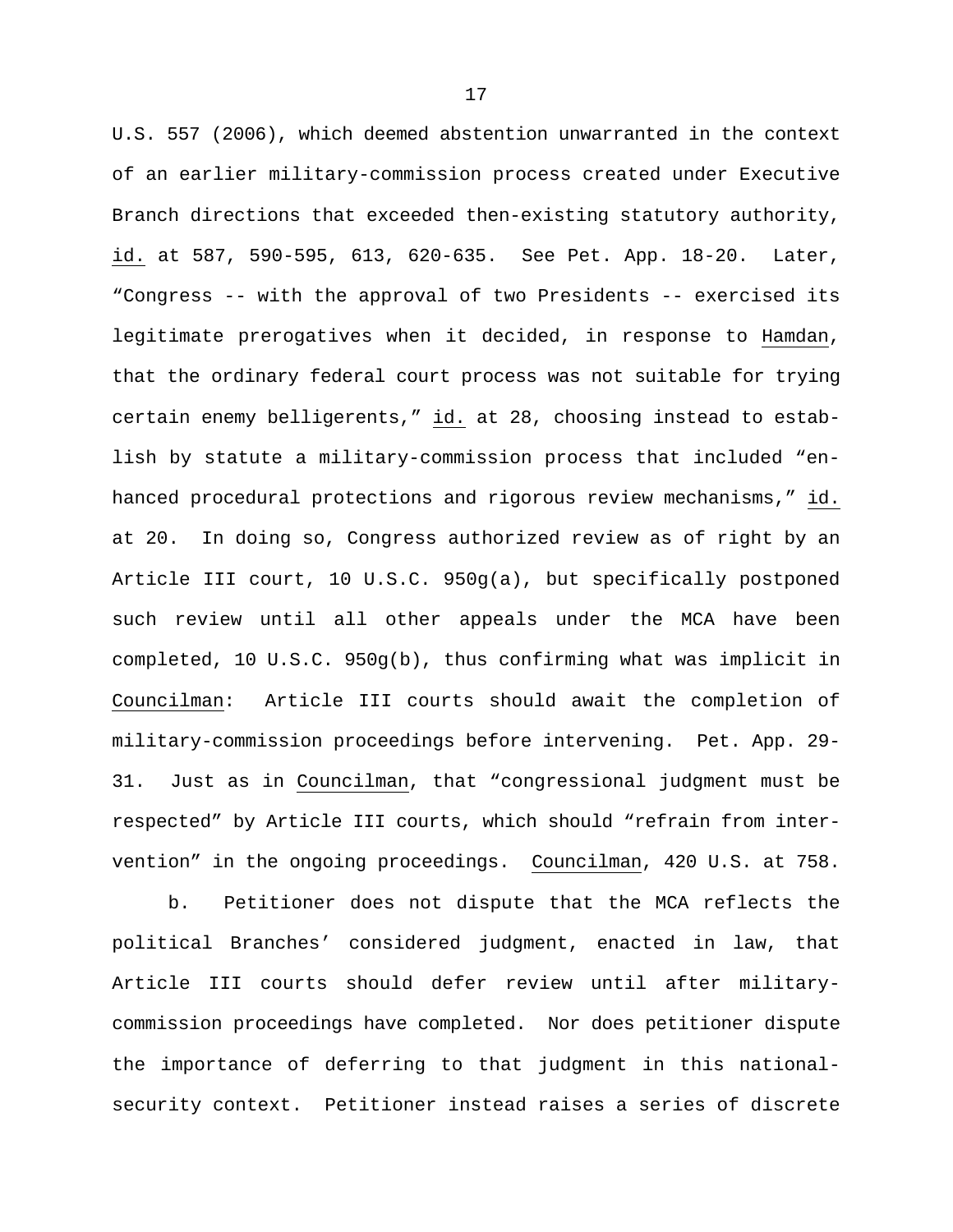U.S. 557 (2006), which deemed abstention unwarranted in the context of an earlier military-commission process created under Executive Branch directions that exceeded then-existing statutory authority, id. at 587, 590-595, 613, 620-635. See Pet. App. 18-20. Later, "Congress -- with the approval of two Presidents -- exercised its legitimate prerogatives when it decided, in response to Hamdan, that the ordinary federal court process was not suitable for trying certain enemy belligerents," id. at 28, choosing instead to establish by statute a military-commission process that included "enhanced procedural protections and rigorous review mechanisms," id. at 20. In doing so, Congress authorized review as of right by an Article III court, 10 U.S.C. 950g(a), but specifically postponed such review until all other appeals under the MCA have been completed, 10 U.S.C. 950g(b), thus confirming what was implicit in Councilman: Article III courts should await the completion of military-commission proceedings before intervening. Pet. App. 29-31. Just as in Councilman, that "congressional judgment must be respected" by Article III courts, which should "refrain from intervention" in the ongoing proceedings. Councilman, 420 U.S. at 758.

b. Petitioner does not dispute that the MCA reflects the political Branches' considered judgment, enacted in law, that Article III courts should defer review until after military-commission proceedings have completed. Nor does petitioner dispute the importance of deferring to that judgment in this national-security context. Petitioner instead raises a series of discrete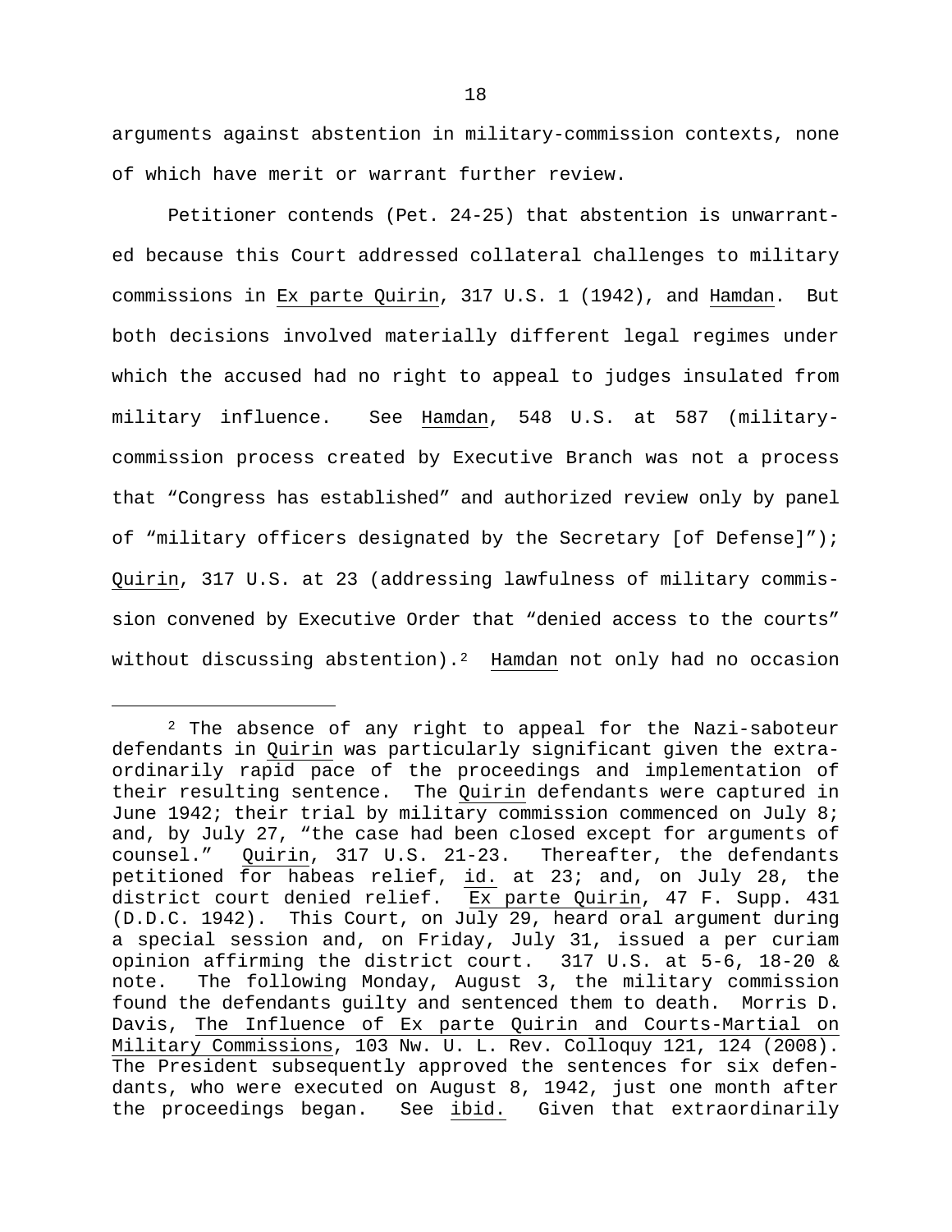arguments against abstention in military-commission contexts, none of which have merit or warrant further review.

Petitioner contends (Pet. 24-25) that abstention is unwarranted because this Court addressed collateral challenges to military commissions in Ex parte Quirin, 317 U.S. 1 (1942), and Hamdan. But both decisions involved materially different legal regimes under which the accused had no right to appeal to judges insulated from military influence. See Hamdan, 548 U.S. at 587 (military-commission process created by Executive Branch was not a process that "Congress has established" and authorized review only by panel of "military officers designated by the Secretary [of Defense]"); Quirin, 317 U.S. at 23 (addressing lawfulness of military commission convened by Executive Order that "denied access to the courts" without discussing abstention).[2] Hamdan not only had no occasion

[2] The absence of any right to appeal for the Nazi-saboteur defendants in Quirin was particularly significant given the extraordinarily rapid pace of the proceedings and implementation of their resulting sentence. The Quirin defendants were captured in June 1942; their trial by military commission commenced on July 8; and, by July 27, "the case had been closed except for arguments of counsel." Quirin, 317 U.S. 21-23. Thereafter, the defendants petitioned for habeas relief, id. at 23; and, on July 28, the district court denied relief. Ex parte Quirin, 47 F. Supp. 431 (D.D.C. 1942). This Court, on July 29, heard oral argument during a special session and, on Friday, July 31, issued a per curiam opinion affirming the district court. 317 U.S. at 5-6, 18-20 & note. The following Monday, August 3, the military commission found the defendants guilty and sentenced them to death. Morris D. Davis, The Influence of Ex parte Quirin and Courts-Martial on Military Commissions, 103 Nw. U. L. Rev. Colloquy 121, 124 (2008). The President subsequently approved the sentences for six defendants, who were executed on August 8, 1942, just one month after the proceedings began. See ibid. Given that extraordinarily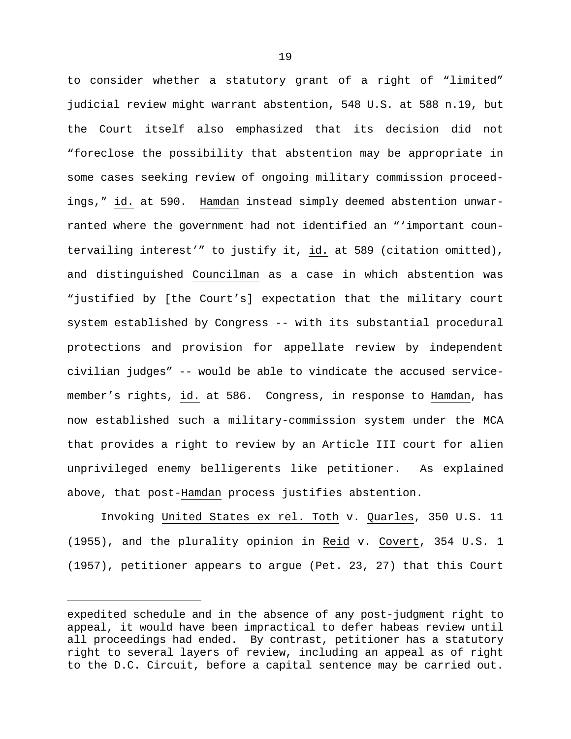to consider whether a statutory grant of a right of "limited" judicial review might warrant abstention, 548 U.S. at 588 n.19, but the Court itself also emphasized that its decision did not "foreclose the possibility that abstention may be appropriate in some cases seeking review of ongoing military commission proceedings," id. at 590. Hamdan instead simply deemed abstention unwarranted where the government had not identified an "'important countervailing interest'" to justify it, id. at 589 (citation omitted), and distinguished Councilman as a case in which abstention was "justified by [the Court's] expectation that the military court system established by Congress -- with its substantial procedural protections and provision for appellate review by independent civilian judges" -- would be able to vindicate the accused servicemember's rights, id. at 586. Congress, in response to Hamdan, has now established such a military-commission system under the MCA that provides a right to review by an Article III court for alien unprivileged enemy belligerents like petitioner. As explained above, that post-Hamdan process justifies abstention.

Invoking United States ex rel. Toth v. Quarles, 350 U.S. 11 (1955), and the plurality opinion in Reid v. Covert, 354 U.S. 1 (1957), petitioner appears to argue (Pet. 23, 27) that this Court

---

expedited schedule and in the absence of any post-judgment right to appeal, it would have been impractical to defer habeas review until all proceedings had ended. By contrast, petitioner has a statutory right to several layers of review, including an appeal as of right to the D.C. Circuit, before a capital sentence may be carried out.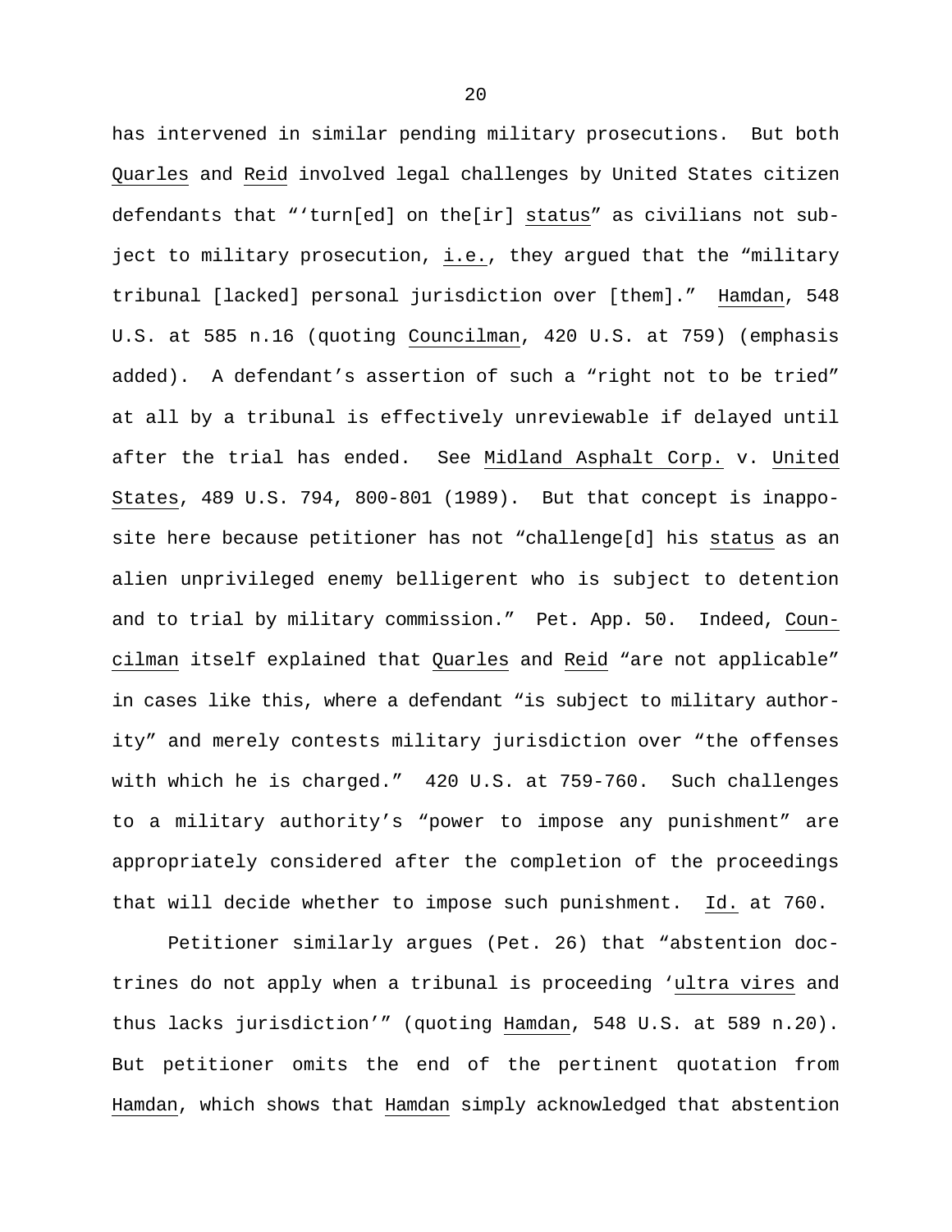has intervened in similar pending military prosecutions. But both *Quarles* and *Reid* involved legal challenges by United States citizen defendants that "'turn[ed] on the[ir] *status*" as civilians not subject to military prosecution, *i.e.*, they argued that the "military tribunal [lacked] personal jurisdiction over [them]." *Hamdan*, 548 U.S. at 585 n.16 (quoting *Councilman*, 420 U.S. at 759) (emphasis added). A defendant's assertion of such a "right not to be tried" at all by a tribunal is effectively unreviewable if delayed until after the trial has ended. See *Midland Asphalt Corp.* v. *United States*, 489 U.S. 794, 800-801 (1989). But that concept is inapposite here because petitioner has not "challenge[d] his *status* as an alien unprivileged enemy belligerent who is subject to detention and to trial by military commission." Pet. App. 50. Indeed, *Councilman* itself explained that *Quarles* and *Reid* "are not applicable" in cases like this, where a defendant "is subject to military authority" and merely contests military jurisdiction over "the offenses with which he is charged." 420 U.S. at 759-760. Such challenges to a military authority's "power to impose any punishment" are appropriately considered after the completion of the proceedings that will decide whether to impose such punishment. *Id.* at 760.

Petitioner similarly argues (Pet. 26) that "abstention doctrines do not apply when a tribunal is proceeding '*ultra vires* and thus lacks jurisdiction'" (quoting *Hamdan*, 548 U.S. at 589 n.20). But petitioner omits the end of the pertinent quotation from *Hamdan*, which shows that *Hamdan* simply acknowledged that abstention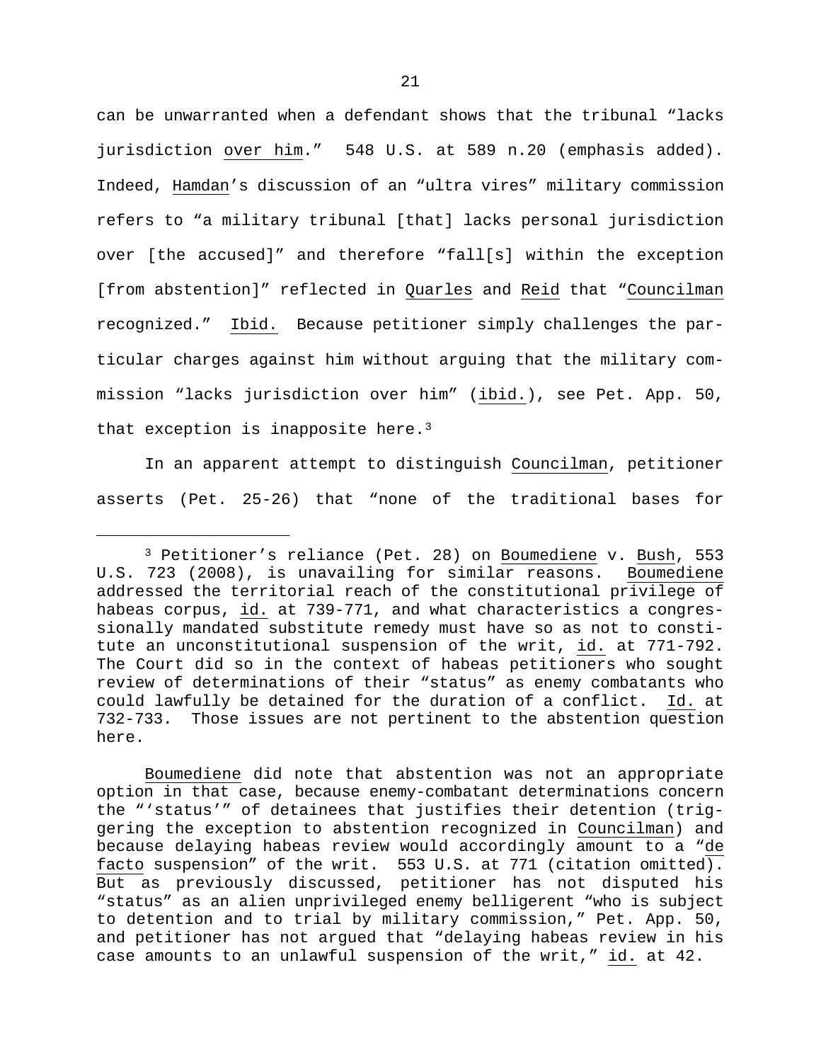can be unwarranted when a defendant shows that the tribunal "lacks jurisdiction over him." 548 U.S. at 589 n.20 (emphasis added). Indeed, Hamdan's discussion of an "ultra vires" military commission refers to "a military tribunal [that] lacks personal jurisdiction over [the accused]" and therefore "fall[s] within the exception [from abstention]" reflected in Quarles and Reid that "Councilman recognized." Ibid. Because petitioner simply challenges the particular charges against him without arguing that the military commission "lacks jurisdiction over him" (ibid.), see Pet. App. 50, that exception is inapposite here.[3]

In an apparent attempt to distinguish Councilman, petitioner asserts (Pet. 25-26) that "none of the traditional bases for

[3] Petitioner's reliance (Pet. 28) on Boumediene v. Bush, 553 U.S. 723 (2008), is unavailing for similar reasons. Boumediene addressed the territorial reach of the constitutional privilege of habeas corpus, id. at 739-771, and what characteristics a congressionally mandated substitute remedy must have so as not to constitute an unconstitutional suspension of the writ, id. at 771-792. The Court did so in the context of habeas petitioners who sought review of determinations of their "status" as enemy combatants who could lawfully be detained for the duration of a conflict. Id. at 732-733. Those issues are not pertinent to the abstention question here.

Boumediene did note that abstention was not an appropriate option in that case, because enemy-combatant determinations concern the "'status'" of detainees that justifies their detention (triggering the exception to abstention recognized in Councilman) and because delaying habeas review would accordingly amount to a "de facto suspension" of the writ. 553 U.S. at 771 (citation omitted). But as previously discussed, petitioner has not disputed his "status" as an alien unprivileged enemy belligerent "who is subject to detention and to trial by military commission," Pet. App. 50, and petitioner has not argued that "delaying habeas review in his case amounts to an unlawful suspension of the writ," id. at 42.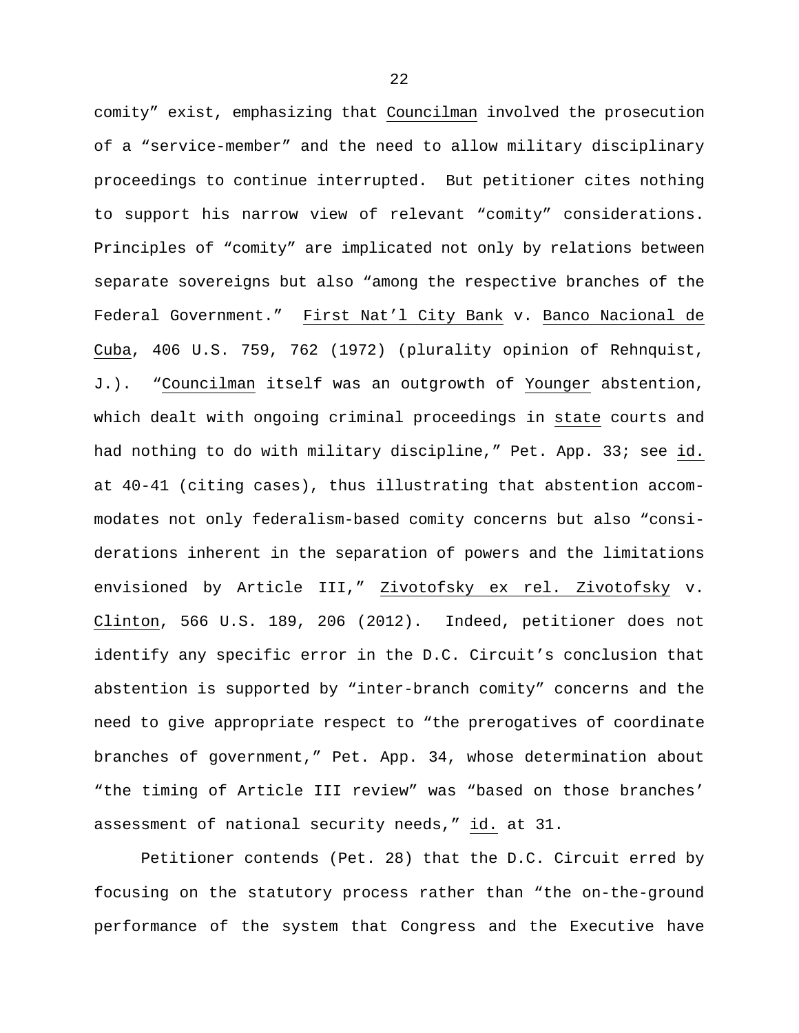comity" exist, emphasizing that Councilman involved the prosecution of a "service-member" and the need to allow military disciplinary proceedings to continue interrupted. But petitioner cites nothing to support his narrow view of relevant "comity" considerations. Principles of "comity" are implicated not only by relations between separate sovereigns but also "among the respective branches of the Federal Government." First Nat'l City Bank v. Banco Nacional de Cuba, 406 U.S. 759, 762 (1972) (plurality opinion of Rehnquist, J.). "Councilman itself was an outgrowth of Younger abstention, which dealt with ongoing criminal proceedings in state courts and had nothing to do with military discipline," Pet. App. 33; see id. at 40-41 (citing cases), thus illustrating that abstention accommodates not only federalism-based comity concerns but also "considerations inherent in the separation of powers and the limitations envisioned by Article III," Zivotofsky ex rel. Zivotofsky v. Clinton, 566 U.S. 189, 206 (2012). Indeed, petitioner does not identify any specific error in the D.C. Circuit's conclusion that abstention is supported by "inter-branch comity" concerns and the need to give appropriate respect to "the prerogatives of coordinate branches of government," Pet. App. 34, whose determination about "the timing of Article III review" was "based on those branches' assessment of national security needs," id. at 31.

Petitioner contends (Pet. 28) that the D.C. Circuit erred by focusing on the statutory process rather than "the on-the-ground performance of the system that Congress and the Executive have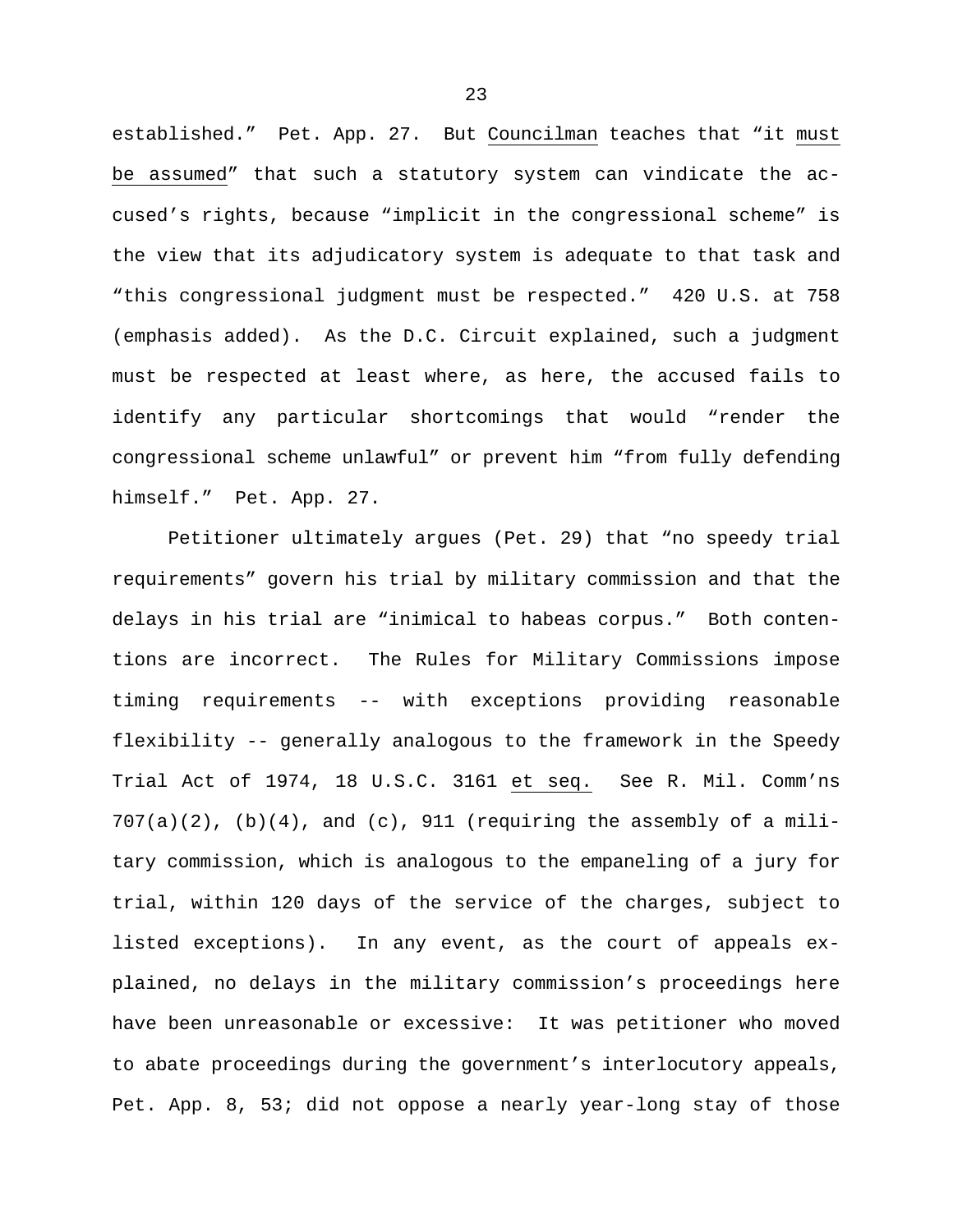established." Pet. App. 27. But Councilman teaches that "it must be assumed" that such a statutory system can vindicate the accused's rights, because "implicit in the congressional scheme" is the view that its adjudicatory system is adequate to that task and "this congressional judgment must be respected." 420 U.S. at 758 (emphasis added). As the D.C. Circuit explained, such a judgment must be respected at least where, as here, the accused fails to identify any particular shortcomings that would "render the congressional scheme unlawful" or prevent him "from fully defending himself." Pet. App. 27.

Petitioner ultimately argues (Pet. 29) that "no speedy trial requirements" govern his trial by military commission and that the delays in his trial are "inimical to habeas corpus." Both contentions are incorrect. The Rules for Military Commissions impose timing requirements -- with exceptions providing reasonable flexibility -- generally analogous to the framework in the Speedy Trial Act of 1974, 18 U.S.C. 3161 et seq. See R. Mil. Comm'ns 707(a)(2), (b)(4), and (c), 911 (requiring the assembly of a military commission, which is analogous to the empaneling of a jury for trial, within 120 days of the service of the charges, subject to listed exceptions). In any event, as the court of appeals explained, no delays in the military commission's proceedings here have been unreasonable or excessive: It was petitioner who moved to abate proceedings during the government's interlocutory appeals, Pet. App. 8, 53; did not oppose a nearly year-long stay of those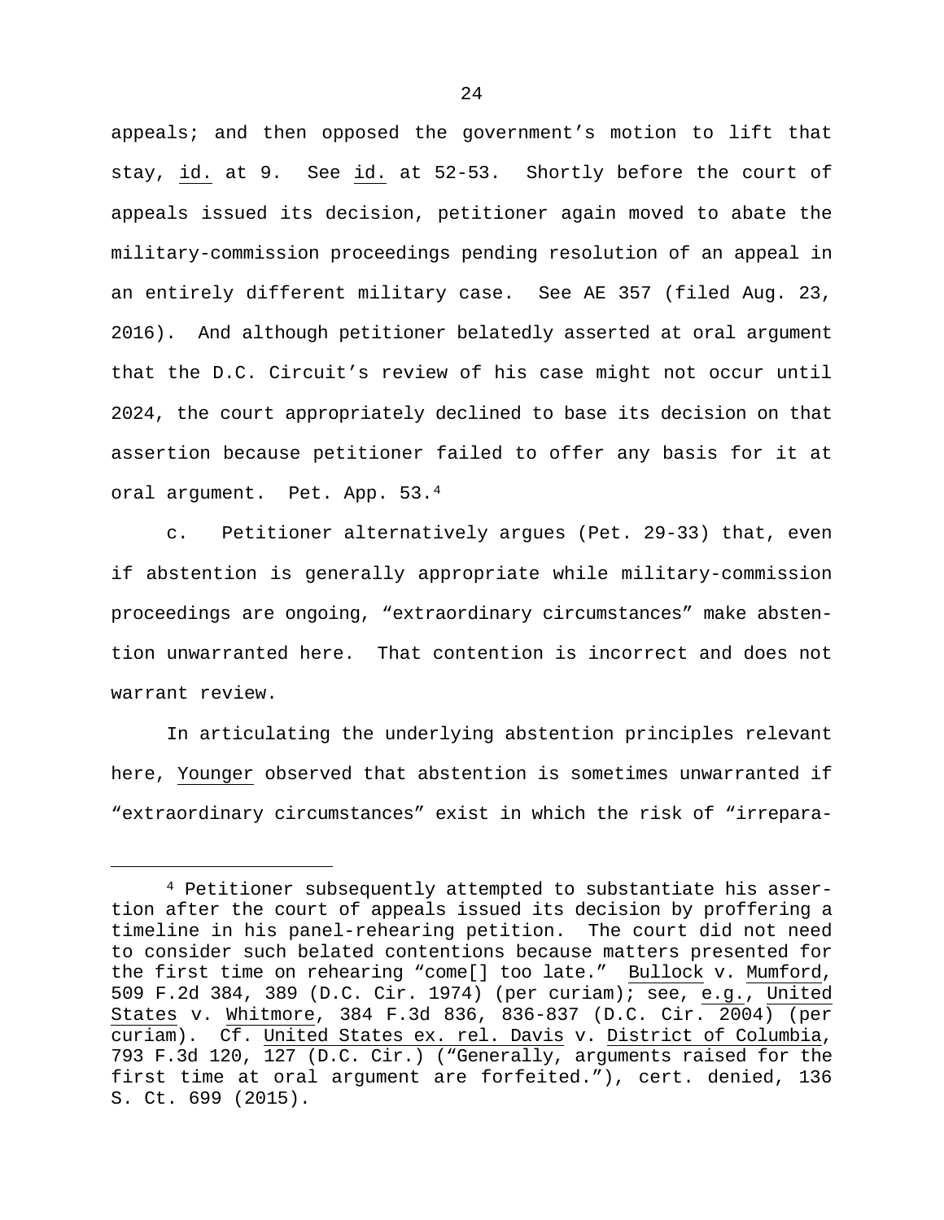appeals; and then opposed the government's motion to lift that stay, _id._ at 9. See _id._ at 52-53. Shortly before the court of appeals issued its decision, petitioner again moved to abate the military-commission proceedings pending resolution of an appeal in an entirely different military case. See AE 357 (filed Aug. 23, 2016). And although petitioner belatedly asserted at oral argument that the D.C. Circuit's review of his case might not occur until 2024, the court appropriately declined to base its decision on that assertion because petitioner failed to offer any basis for it at oral argument. Pet. App. 53.[4]

c. Petitioner alternatively argues (Pet. 29-33) that, even if abstention is generally appropriate while military-commission proceedings are ongoing, "extraordinary circumstances" make abstention unwarranted here. That contention is incorrect and does not warrant review.

In articulating the underlying abstention principles relevant here, _Younger_ observed that abstention is sometimes unwarranted if "extraordinary circumstances" exist in which the risk of "irrepara-

---

[4] Petitioner subsequently attempted to substantiate his assertion after the court of appeals issued its decision by proffering a timeline in his panel-rehearing petition. The court did not need to consider such belated contentions because matters presented for the first time on rehearing "come[] too late." _Bullock_ v. _Mumford_, 509 F.2d 384, 389 (D.C. Cir. 1974) (per curiam); see, _e.g._, _United States_ v. _Whitmore_, 384 F.3d 836, 836-837 (D.C. Cir. 2004) (per curiam). Cf. _United States ex. rel. Davis_ v. _District of Columbia_, 793 F.3d 120, 127 (D.C. Cir.) ("Generally, arguments raised for the first time at oral argument are forfeited."), cert. denied, 136 S. Ct. 699 (2015).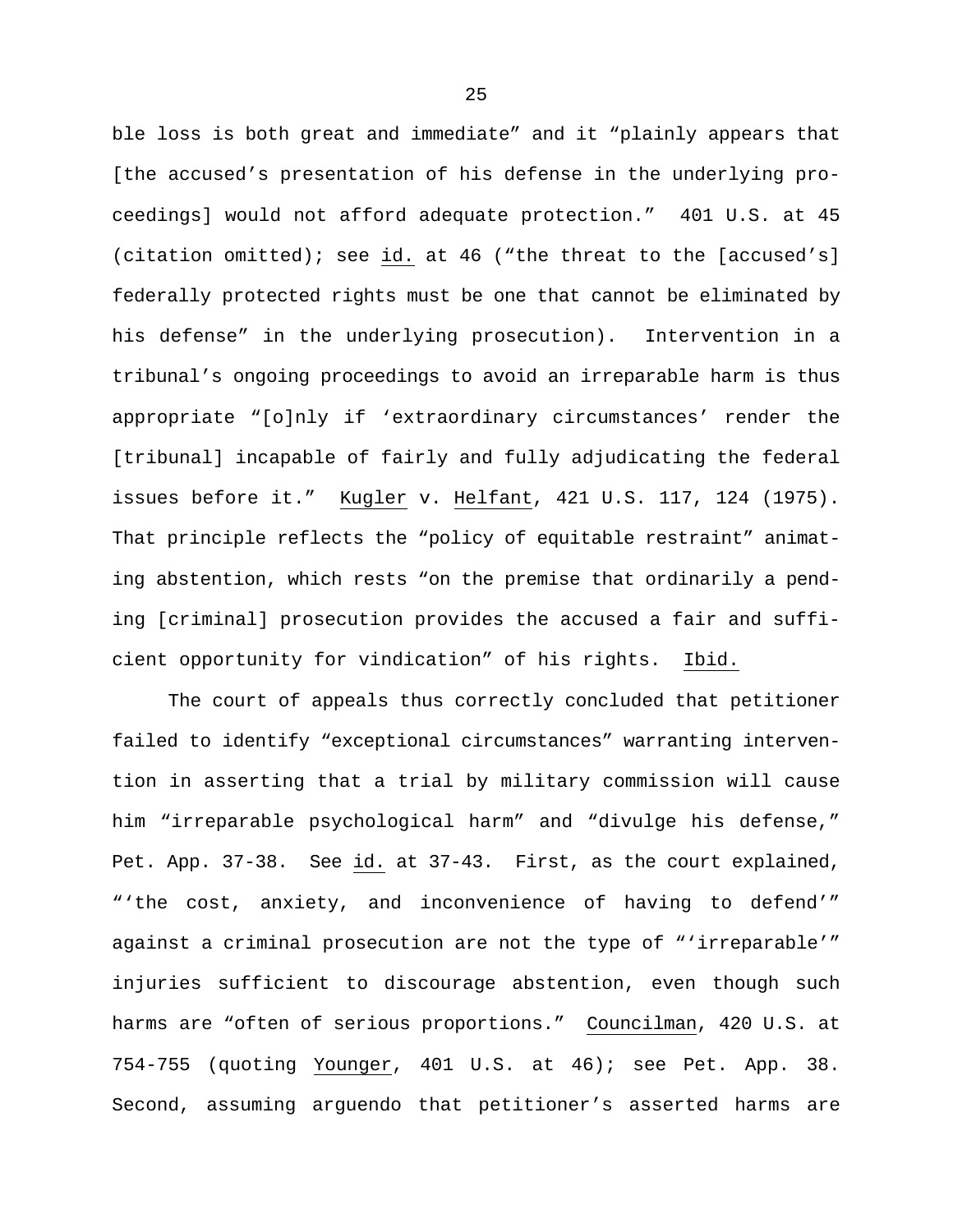ble loss is both great and immediate" and it "plainly appears that [the accused's presentation of his defense in the underlying proceedings] would not afford adequate protection." 401 U.S. at 45 (citation omitted); see id. at 46 ("the threat to the [accused's] federally protected rights must be one that cannot be eliminated by his defense" in the underlying prosecution). Intervention in a tribunal's ongoing proceedings to avoid an irreparable harm is thus appropriate "[o]nly if 'extraordinary circumstances' render the [tribunal] incapable of fairly and fully adjudicating the federal issues before it." Kugler v. Helfant, 421 U.S. 117, 124 (1975). That principle reflects the "policy of equitable restraint" animating abstention, which rests "on the premise that ordinarily a pending [criminal] prosecution provides the accused a fair and sufficient opportunity for vindication" of his rights. Ibid.

The court of appeals thus correctly concluded that petitioner failed to identify "exceptional circumstances" warranting intervention in asserting that a trial by military commission will cause him "irreparable psychological harm" and "divulge his defense," Pet. App. 37-38. See id. at 37-43. First, as the court explained, "'the cost, anxiety, and inconvenience of having to defend'" against a criminal prosecution are not the type of "'irreparable'" injuries sufficient to discourage abstention, even though such harms are "often of serious proportions." Councilman, 420 U.S. at 754-755 (quoting Younger, 401 U.S. at 46); see Pet. App. 38. Second, assuming arguendo that petitioner's asserted harms are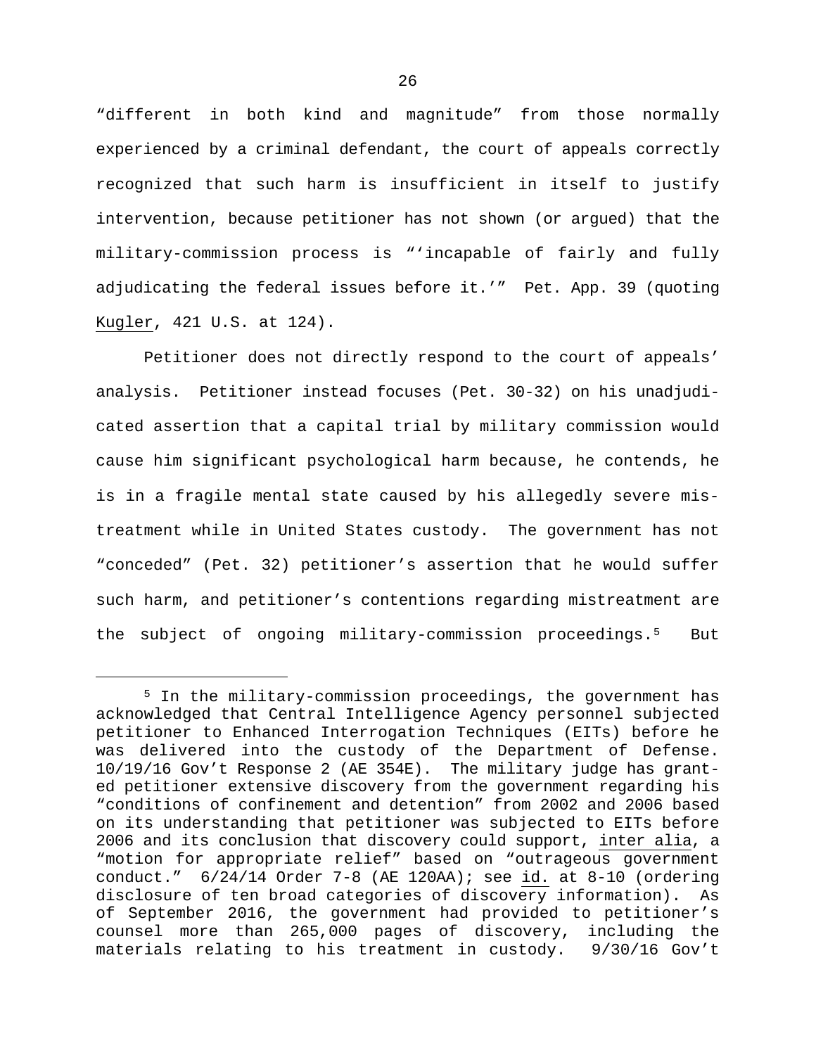"different in both kind and magnitude" from those normally experienced by a criminal defendant, the court of appeals correctly recognized that such harm is insufficient in itself to justify intervention, because petitioner has not shown (or argued) that the military-commission process is "'incapable of fairly and fully adjudicating the federal issues before it.'" Pet. App. 39 (quoting Kugler, 421 U.S. at 124).

Petitioner does not directly respond to the court of appeals' analysis. Petitioner instead focuses (Pet. 30-32) on his unadjudicated assertion that a capital trial by military commission would cause him significant psychological harm because, he contends, he is in a fragile mental state caused by his allegedly severe mistreatment while in United States custody. The government has not "conceded" (Pet. 32) petitioner's assertion that he would suffer such harm, and petitioner's contentions regarding mistreatment are the subject of ongoing military-commission proceedings.[5] But

[5] In the military-commission proceedings, the government has acknowledged that Central Intelligence Agency personnel subjected petitioner to Enhanced Interrogation Techniques (EITs) before he was delivered into the custody of the Department of Defense. 10/19/16 Gov't Response 2 (AE 354E). The military judge has granted petitioner extensive discovery from the government regarding his "conditions of confinement and detention" from 2002 and 2006 based on its understanding that petitioner was subjected to EITs before 2006 and its conclusion that discovery could support, inter alia, a "motion for appropriate relief" based on "outrageous government conduct." 6/24/14 Order 7-8 (AE 120AA); see id. at 8-10 (ordering disclosure of ten broad categories of discovery information). As of September 2016, the government had provided to petitioner's counsel more than 265,000 pages of discovery, including the materials relating to his treatment in custody. 9/30/16 Gov't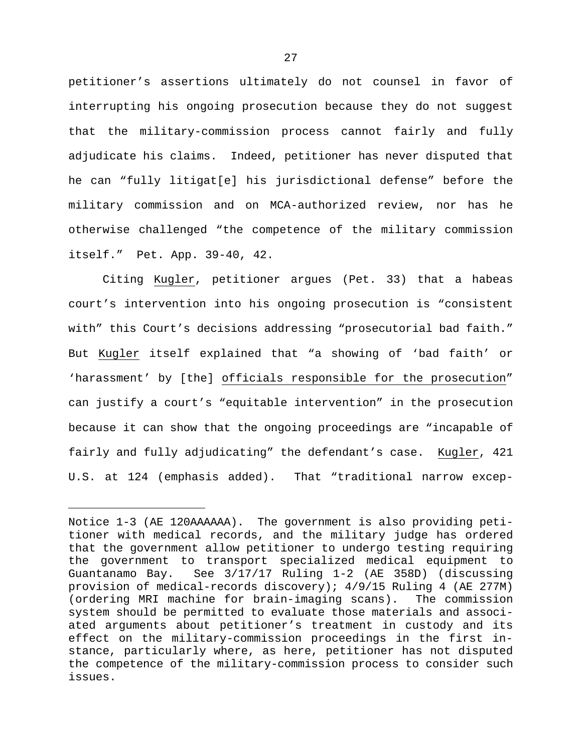petitioner's assertions ultimately do not counsel in favor of interrupting his ongoing prosecution because they do not suggest that the military-commission process cannot fairly and fully adjudicate his claims. Indeed, petitioner has never disputed that he can "fully litigat[e] his jurisdictional defense" before the military commission and on MCA-authorized review, nor has he otherwise challenged "the competence of the military commission itself." Pet. App. 39-40, 42.

Citing Kugler, petitioner argues (Pet. 33) that a habeas court's intervention into his ongoing prosecution is "consistent with" this Court's decisions addressing "prosecutorial bad faith." But Kugler itself explained that "a showing of 'bad faith' or 'harassment' by [the] officials responsible for the prosecution" can justify a court's "equitable intervention" in the prosecution because it can show that the ongoing proceedings are "incapable of fairly and fully adjudicating" the defendant's case. Kugler, 421 U.S. at 124 (emphasis added). That "traditional narrow excep-

---

Notice 1-3 (AE 120AAAAAA). The government is also providing petitioner with medical records, and the military judge has ordered that the government allow petitioner to undergo testing requiring the government to transport specialized medical equipment to Guantanamo Bay. See 3/17/17 Ruling 1-2 (AE 358D) (discussing provision of medical-records discovery); 4/9/15 Ruling 4 (AE 277M) (ordering MRI machine for brain-imaging scans). The commission system should be permitted to evaluate those materials and associated arguments about petitioner's treatment in custody and its effect on the military-commission proceedings in the first instance, particularly where, as here, petitioner has not disputed the competence of the military-commission process to consider such issues.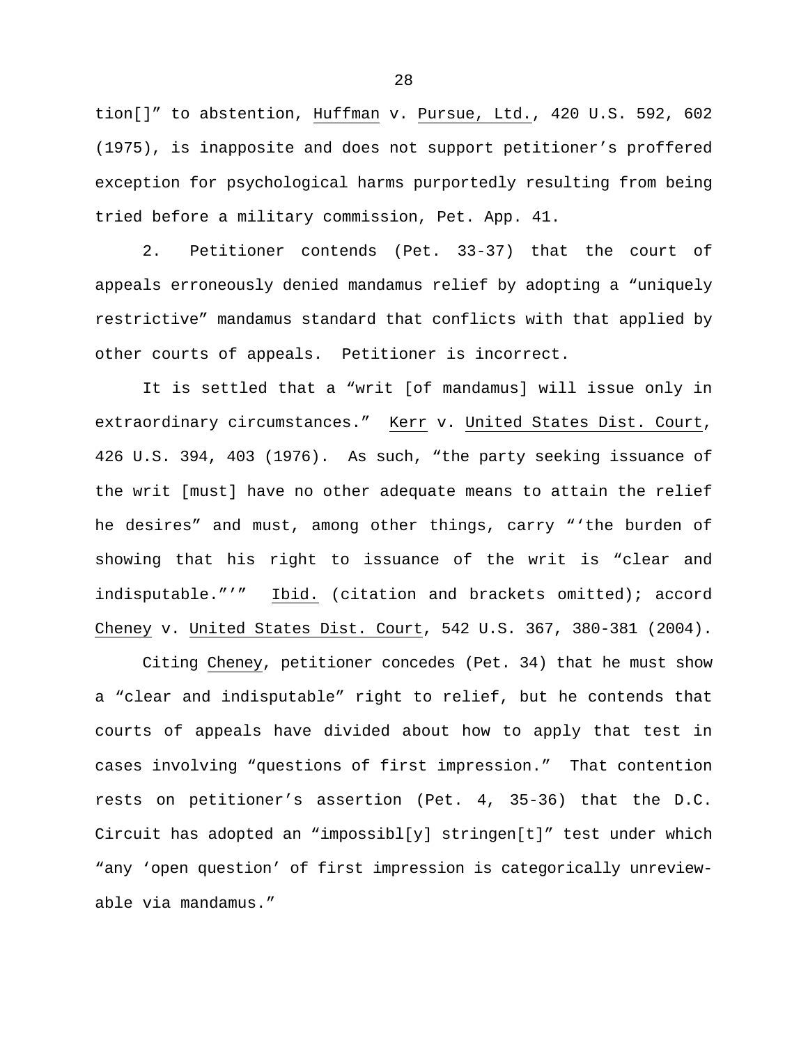tion[]" to abstention, Huffman v. Pursue, Ltd., 420 U.S. 592, 602 (1975), is inapposite and does not support petitioner's proffered exception for psychological harms purportedly resulting from being tried before a military commission, Pet. App. 41.

2. Petitioner contends (Pet. 33-37) that the court of appeals erroneously denied mandamus relief by adopting a "uniquely restrictive" mandamus standard that conflicts with that applied by other courts of appeals. Petitioner is incorrect.

It is settled that a "writ [of mandamus] will issue only in extraordinary circumstances." Kerr v. United States Dist. Court, 426 U.S. 394, 403 (1976). As such, "the party seeking issuance of the writ [must] have no other adequate means to attain the relief he desires" and must, among other things, carry "'the burden of showing that his right to issuance of the writ is "clear and indisputable."'" Ibid. (citation and brackets omitted); accord Cheney v. United States Dist. Court, 542 U.S. 367, 380-381 (2004).

Citing Cheney, petitioner concedes (Pet. 34) that he must show a "clear and indisputable" right to relief, but he contends that courts of appeals have divided about how to apply that test in cases involving "questions of first impression." That contention rests on petitioner's assertion (Pet. 4, 35-36) that the D.C. Circuit has adopted an "impossibl[y] stringen[t]" test under which "any 'open question' of first impression is categorically unreviewable via mandamus."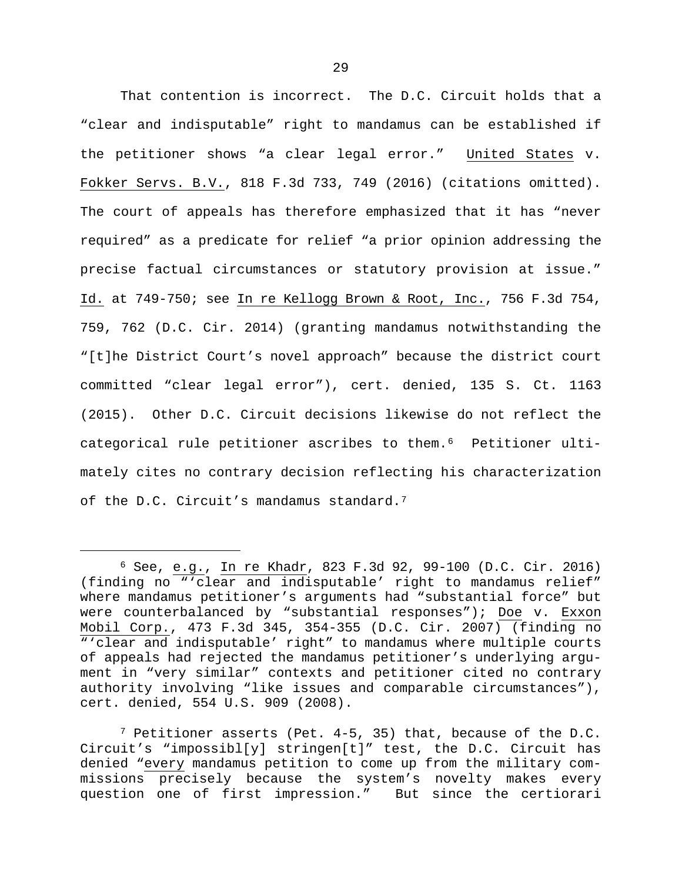That contention is incorrect. The D.C. Circuit holds that a "clear and indisputable" right to mandamus can be established if the petitioner shows "a clear legal error." United States v. Fokker Servs. B.V., 818 F.3d 733, 749 (2016) (citations omitted). The court of appeals has therefore emphasized that it has "never required" as a predicate for relief "a prior opinion addressing the precise factual circumstances or statutory provision at issue." Id. at 749-750; see In re Kellogg Brown & Root, Inc., 756 F.3d 754, 759, 762 (D.C. Cir. 2014) (granting mandamus notwithstanding the "[t]he District Court's novel approach" because the district court committed "clear legal error"), cert. denied, 135 S. Ct. 1163 (2015). Other D.C. Circuit decisions likewise do not reflect the categorical rule petitioner ascribes to them.[6] Petitioner ultimately cites no contrary decision reflecting his characterization of the D.C. Circuit's mandamus standard.[7]

---

[6] See, e.g., In re Khadr, 823 F.3d 92, 99-100 (D.C. Cir. 2016) (finding no "'clear and indisputable' right to mandamus relief" where mandamus petitioner's arguments had "substantial force" but were counterbalanced by "substantial responses"); Doe v. Exxon Mobil Corp., 473 F.3d 345, 354-355 (D.C. Cir. 2007) (finding no "'clear and indisputable' right" to mandamus where multiple courts of appeals had rejected the mandamus petitioner's underlying argument in "very similar" contexts and petitioner cited no contrary authority involving "like issues and comparable circumstances"), cert. denied, 554 U.S. 909 (2008).

[7] Petitioner asserts (Pet. 4-5, 35) that, because of the D.C. Circuit's "impossibl[y] stringen[t]" test, the D.C. Circuit has denied "every mandamus petition to come up from the military commissions precisely because the system's novelty makes every question one of first impression." But since the certiorari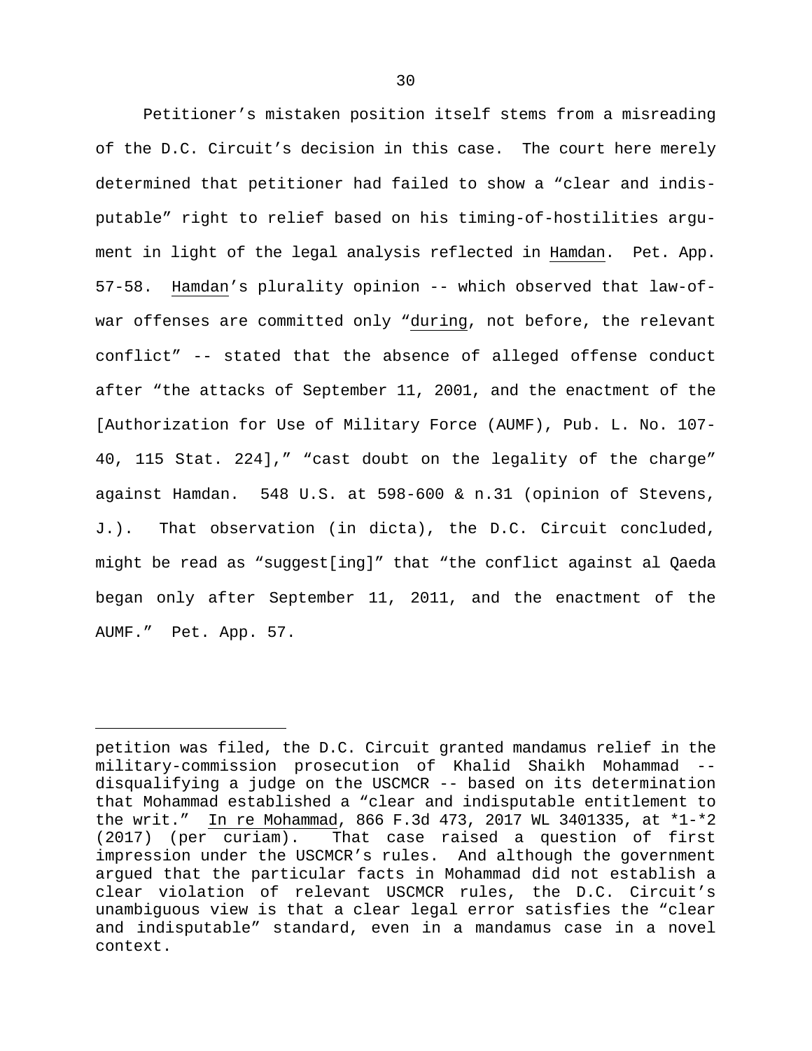Petitioner's mistaken position itself stems from a misreading of the D.C. Circuit's decision in this case. The court here merely determined that petitioner had failed to show a "clear and indisputable" right to relief based on his timing-of-hostilities argument in light of the legal analysis reflected in Hamdan. Pet. App. 57-58. Hamdan's plurality opinion -- which observed that law-of-war offenses are committed only "during, not before, the relevant conflict" -- stated that the absence of alleged offense conduct after "the attacks of September 11, 2001, and the enactment of the [Authorization for Use of Military Force (AUMF), Pub. L. No. 107-40, 115 Stat. 224]," "cast doubt on the legality of the charge" against Hamdan. 548 U.S. at 598-600 & n.31 (opinion of Stevens, J.). That observation (in dicta), the D.C. Circuit concluded, might be read as "suggest[ing]" that "the conflict against al Qaeda began only after September 11, 2011, and the enactment of the AUMF." Pet. App. 57.

---

petition was filed, the D.C. Circuit granted mandamus relief in the military-commission prosecution of Khalid Shaikh Mohammad -- disqualifying a judge on the USCMCR -- based on its determination that Mohammad established a "clear and indisputable entitlement to the writ." In re Mohammad, 866 F.3d 473, 2017 WL 3401335, at *1-*2 (2017) (per curiam). That case raised a question of first impression under the USCMCR's rules. And although the government argued that the particular facts in Mohammad did not establish a clear violation of relevant USCMCR rules, the D.C. Circuit's unambiguous view is that a clear legal error satisfies the "clear and indisputable" standard, even in a mandamus case in a novel context.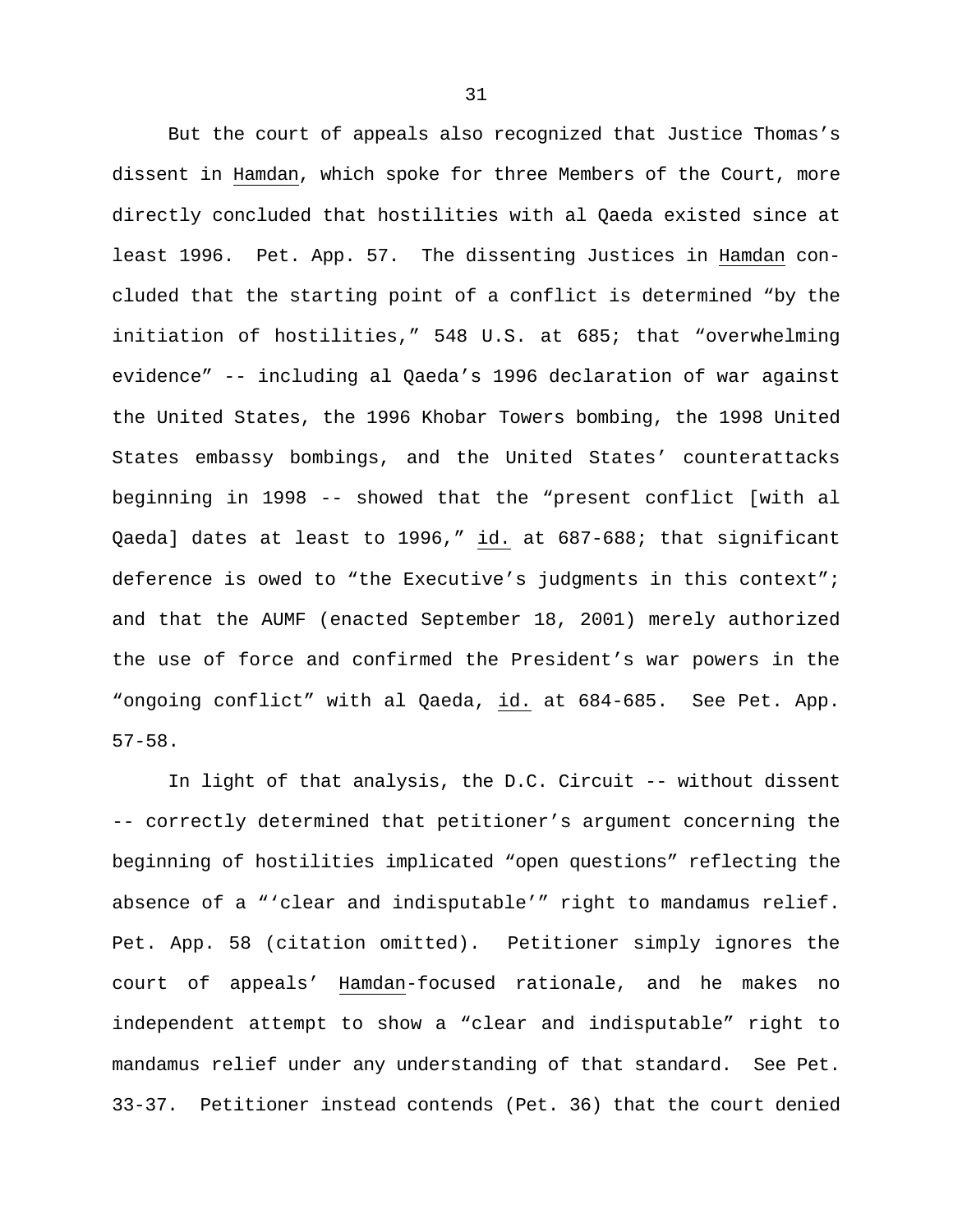But the court of appeals also recognized that Justice Thomas's dissent in Hamdan, which spoke for three Members of the Court, more directly concluded that hostilities with al Qaeda existed since at least 1996. Pet. App. 57. The dissenting Justices in Hamdan concluded that the starting point of a conflict is determined "by the initiation of hostilities," 548 U.S. at 685; that "overwhelming evidence" -- including al Qaeda's 1996 declaration of war against the United States, the 1996 Khobar Towers bombing, the 1998 United States embassy bombings, and the United States' counterattacks beginning in 1998 -- showed that the "present conflict [with al Qaeda] dates at least to 1996," id. at 687-688; that significant deference is owed to "the Executive's judgments in this context"; and that the AUMF (enacted September 18, 2001) merely authorized the use of force and confirmed the President's war powers in the "ongoing conflict" with al Qaeda, id. at 684-685. See Pet. App. 57-58.

In light of that analysis, the D.C. Circuit -- without dissent -- correctly determined that petitioner's argument concerning the beginning of hostilities implicated "open questions" reflecting the absence of a "'clear and indisputable'" right to mandamus relief. Pet. App. 58 (citation omitted). Petitioner simply ignores the court of appeals' Hamdan-focused rationale, and he makes no independent attempt to show a "clear and indisputable" right to mandamus relief under any understanding of that standard. See Pet. 33-37. Petitioner instead contends (Pet. 36) that the court denied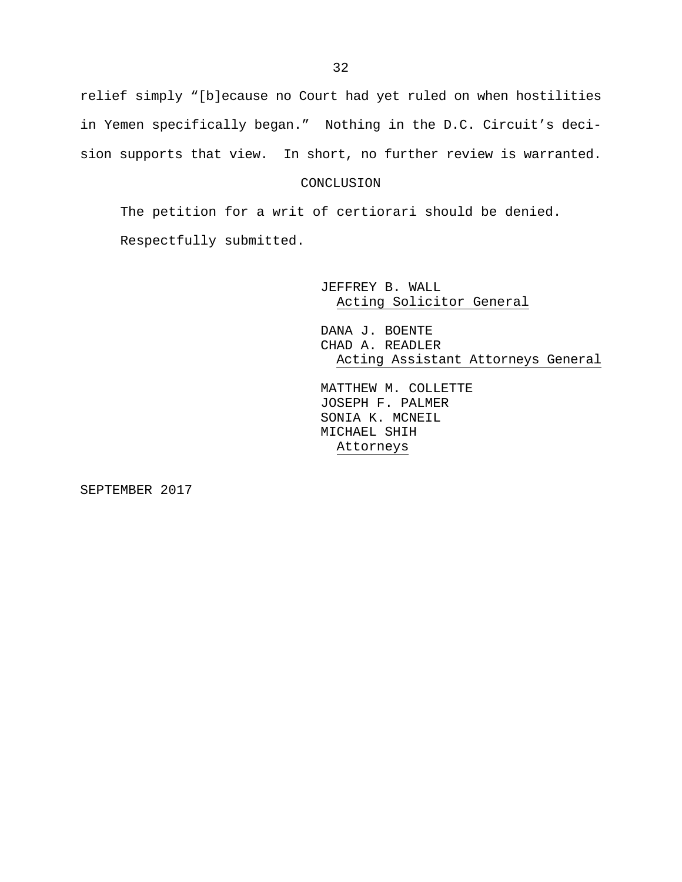relief simply "[b]ecause no Court had yet ruled on when hostilities in Yemen specifically began." Nothing in the D.C. Circuit's decision supports that view. In short, no further review is warranted.

## CONCLUSION

The petition for a writ of certiorari should be denied.

Respectfully submitted.

JEFFREY B. WALL
Acting Solicitor General

DANA J. BOENTE
CHAD A. READLER
Acting Assistant Attorneys General

MATTHEW M. COLLETTE
JOSEPH F. PALMER
SONIA K. MCNEIL
MICHAEL SHIH
Attorneys

SEPTEMBER 2017